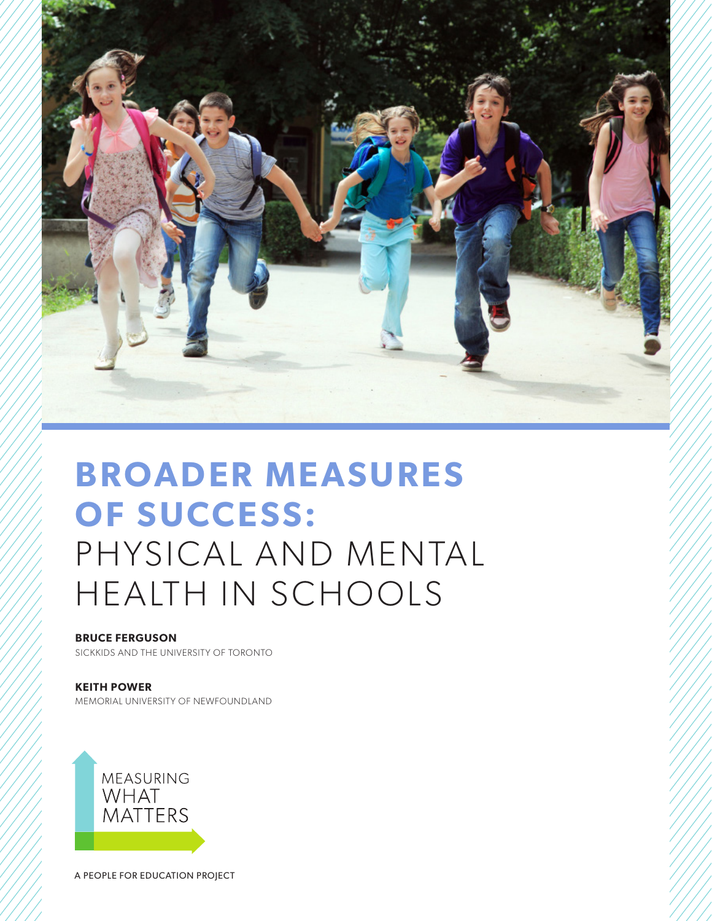# BROADER MEASURES OF SUCCESS: PHYSICAL AND MENTAL HEALTH IN SCHOOLS

**BRUCE FERGUSON**
SICKKIDS AND THE UNIVERSITY OF TORONTO

**KEITH POWER**
MEMORIAL UNIVERSITY OF NEWFOUNDLAND

MEASURING WHAT MATTERS

A PEOPLE FOR EDUCATION PROJECT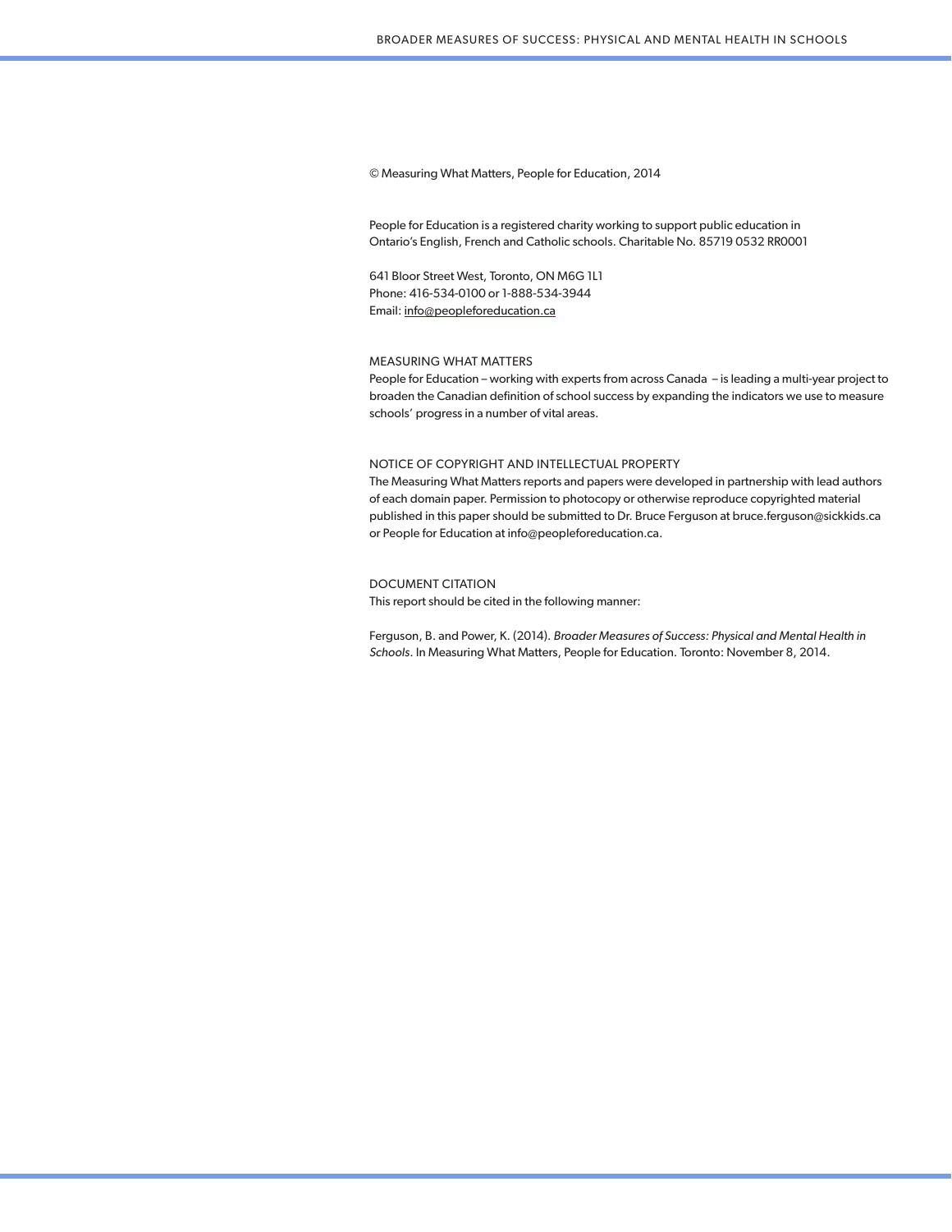© Measuring What Matters, People for Education, 2014

People for Education is a registered charity working to support public education in Ontario's English, French and Catholic schools. Charitable No. 85719 0532 RR0001

641 Bloor Street West, Toronto, ON M6G 1L1
Phone: 416-534-0100 or 1-888-534-3944
Email: info@peopleforeducation.ca

MEASURING WHAT MATTERS

People for Education – working with experts from across Canada – is leading a multi-year project to broaden the Canadian definition of school success by expanding the indicators we use to measure schools' progress in a number of vital areas.

NOTICE OF COPYRIGHT AND INTELLECTUAL PROPERTY

The Measuring What Matters reports and papers were developed in partnership with lead authors of each domain paper. Permission to photocopy or otherwise reproduce copyrighted material published in this paper should be submitted to Dr. Bruce Ferguson at bruce.ferguson@sickkids.ca or People for Education at info@peopleforeducation.ca.

DOCUMENT CITATION

This report should be cited in the following manner:

Ferguson, B. and Power, K. (2014). *Broader Measures of Success: Physical and Mental Health in Schools*. In Measuring What Matters, People for Education. Toronto: November 8, 2014.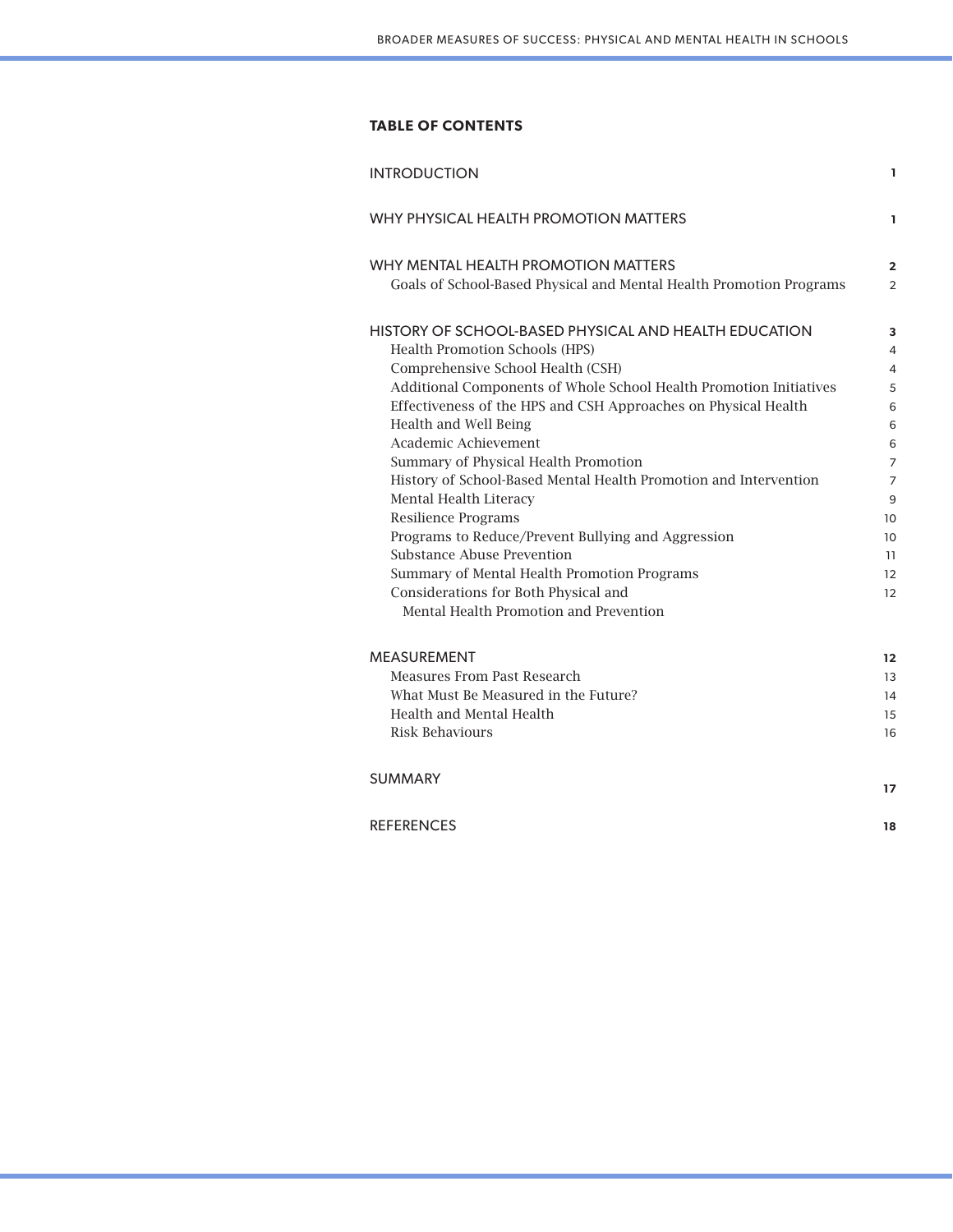## TABLE OF CONTENTS

| | |
|---|---|
| INTRODUCTION | **1** |
| WHY PHYSICAL HEALTH PROMOTION MATTERS | **1** |
| WHY MENTAL HEALTH PROMOTION MATTERS | **2** |
| Goals of School-Based Physical and Mental Health Promotion Programs | 2 |
| HISTORY OF SCHOOL-BASED PHYSICAL AND HEALTH EDUCATION | **3** |
| Health Promotion Schools (HPS) | 4 |
| Comprehensive School Health (CSH) | 4 |
| Additional Components of Whole School Health Promotion Initiatives | 5 |
| Effectiveness of the HPS and CSH Approaches on Physical Health | 6 |
| Health and Well Being | 6 |
| Academic Achievement | 6 |
| Summary of Physical Health Promotion | 7 |
| History of School-Based Mental Health Promotion and Intervention | 7 |
| Mental Health Literacy | 9 |
| Resilience Programs | 10 |
| Programs to Reduce/Prevent Bullying and Aggression | 10 |
| Substance Abuse Prevention | 11 |
| Summary of Mental Health Promotion Programs | 12 |
| Considerations for Both Physical and Mental Health Promotion and Prevention | 12 |
| MEASUREMENT | **12** |
| Measures From Past Research | 13 |
| What Must Be Measured in the Future? | 14 |
| Health and Mental Health | 15 |
| Risk Behaviours | 16 |
| SUMMARY | **17** |
| REFERENCES | **18** |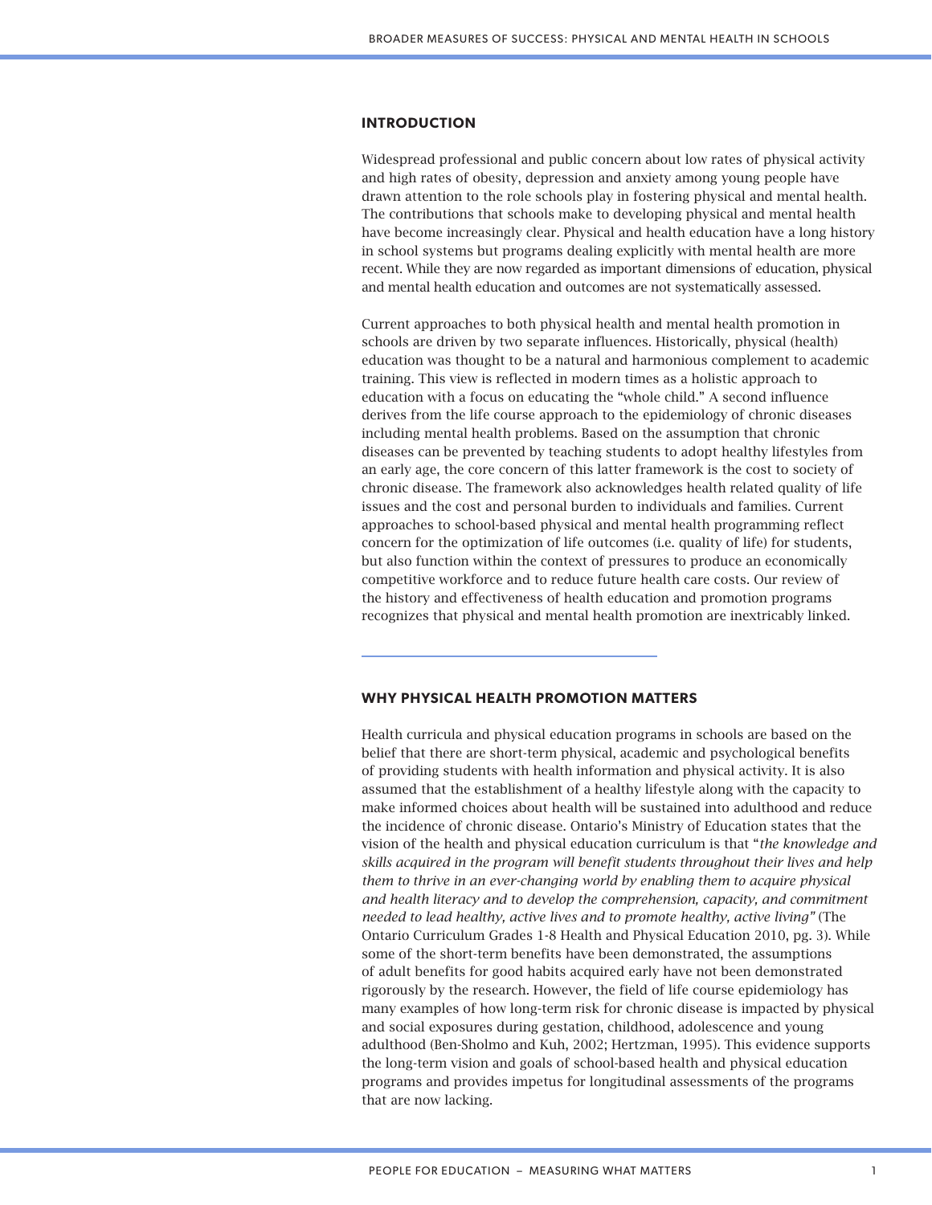## INTRODUCTION

Widespread professional and public concern about low rates of physical activity and high rates of obesity, depression and anxiety among young people have drawn attention to the role schools play in fostering physical and mental health. The contributions that schools make to developing physical and mental health have become increasingly clear. Physical and health education have a long history in school systems but programs dealing explicitly with mental health are more recent. While they are now regarded as important dimensions of education, physical and mental health education and outcomes are not systematically assessed.

Current approaches to both physical health and mental health promotion in schools are driven by two separate influences. Historically, physical (health) education was thought to be a natural and harmonious complement to academic training. This view is reflected in modern times as a holistic approach to education with a focus on educating the "whole child." A second influence derives from the life course approach to the epidemiology of chronic diseases including mental health problems. Based on the assumption that chronic diseases can be prevented by teaching students to adopt healthy lifestyles from an early age, the core concern of this latter framework is the cost to society of chronic disease. The framework also acknowledges health related quality of life issues and the cost and personal burden to individuals and families. Current approaches to school-based physical and mental health programming reflect concern for the optimization of life outcomes (i.e. quality of life) for students, but also function within the context of pressures to produce an economically competitive workforce and to reduce future health care costs. Our review of the history and effectiveness of health education and promotion programs recognizes that physical and mental health promotion are inextricably linked.

## WHY PHYSICAL HEALTH PROMOTION MATTERS

Health curricula and physical education programs in schools are based on the belief that there are short-term physical, academic and psychological benefits of providing students with health information and physical activity. It is also assumed that the establishment of a healthy lifestyle along with the capacity to make informed choices about health will be sustained into adulthood and reduce the incidence of chronic disease. Ontario's Ministry of Education states that the vision of the health and physical education curriculum is that "*the knowledge and skills acquired in the program will benefit students throughout their lives and help them to thrive in an ever-changing world by enabling them to acquire physical and health literacy and to develop the comprehension, capacity, and commitment needed to lead healthy, active lives and to promote healthy, active living"* (The Ontario Curriculum Grades 1-8 Health and Physical Education 2010, pg. 3). While some of the short-term benefits have been demonstrated, the assumptions of adult benefits for good habits acquired early have not been demonstrated rigorously by the research. However, the field of life course epidemiology has many examples of how long-term risk for chronic disease is impacted by physical and social exposures during gestation, childhood, adolescence and young adulthood (Ben-Sholmo and Kuh, 2002; Hertzman, 1995). This evidence supports the long-term vision and goals of school-based health and physical education programs and provides impetus for longitudinal assessments of the programs that are now lacking.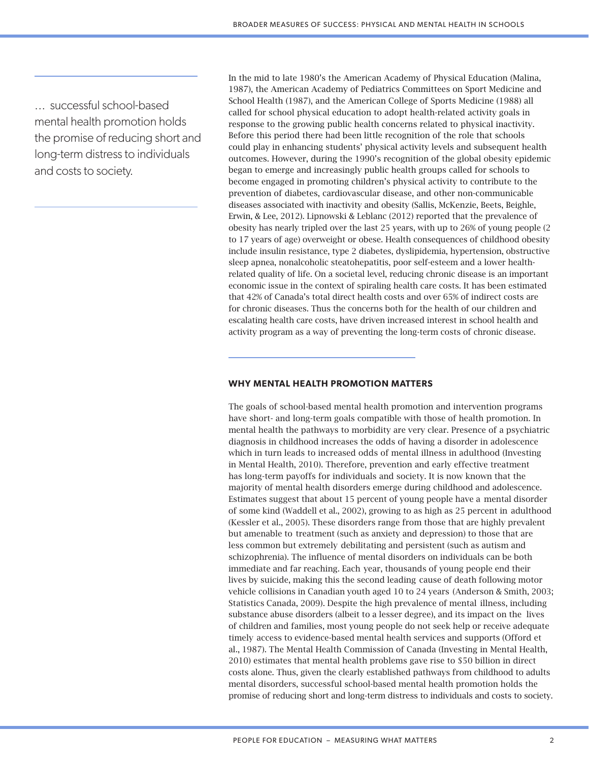> … successful school-based mental health promotion holds the promise of reducing short and long-term distress to individuals and costs to society.

In the mid to late 1980's the American Academy of Physical Education (Malina, 1987), the American Academy of Pediatrics Committees on Sport Medicine and School Health (1987), and the American College of Sports Medicine (1988) all called for school physical education to adopt health-related activity goals in response to the growing public health concerns related to physical inactivity. Before this period there had been little recognition of the role that schools could play in enhancing students' physical activity levels and subsequent health outcomes. However, during the 1990's recognition of the global obesity epidemic began to emerge and increasingly public health groups called for schools to become engaged in promoting children's physical activity to contribute to the prevention of diabetes, cardiovascular disease, and other non-communicable diseases associated with inactivity and obesity (Sallis, McKenzie, Beets, Beighle, Erwin, & Lee, 2012). Lipnowski & Leblanc (2012) reported that the prevalence of obesity has nearly tripled over the last 25 years, with up to 26% of young people (2 to 17 years of age) overweight or obese. Health consequences of childhood obesity include insulin resistance, type 2 diabetes, dyslipidemia, hypertension, obstructive sleep apnea, nonalcoholic steatohepatitis, poor self-esteem and a lower health-related quality of life. On a societal level, reducing chronic disease is an important economic issue in the context of spiraling health care costs. It has been estimated that 42% of Canada's total direct health costs and over 65% of indirect costs are for chronic diseases. Thus the concerns both for the health of our children and escalating health care costs, have driven increased interest in school health and activity program as a way of preventing the long-term costs of chronic disease.

## WHY MENTAL HEALTH PROMOTION MATTERS

The goals of school-based mental health promotion and intervention programs have short- and long-term goals compatible with those of health promotion. In mental health the pathways to morbidity are very clear. Presence of a psychiatric diagnosis in childhood increases the odds of having a disorder in adolescence which in turn leads to increased odds of mental illness in adulthood (Investing in Mental Health, 2010). Therefore, prevention and early effective treatment has long-term payoffs for individuals and society. It is now known that the majority of mental health disorders emerge during childhood and adolescence. Estimates suggest that about 15 percent of young people have a mental disorder of some kind (Waddell et al., 2002), growing to as high as 25 percent in adulthood (Kessler et al., 2005). These disorders range from those that are highly prevalent but amenable to treatment (such as anxiety and depression) to those that are less common but extremely debilitating and persistent (such as autism and schizophrenia). The influence of mental disorders on individuals can be both immediate and far reaching. Each year, thousands of young people end their lives by suicide, making this the second leading cause of death following motor vehicle collisions in Canadian youth aged 10 to 24 years (Anderson & Smith, 2003; Statistics Canada, 2009). Despite the high prevalence of mental illness, including substance abuse disorders (albeit to a lesser degree), and its impact on the lives of children and families, most young people do not seek help or receive adequate timely access to evidence-based mental health services and supports (Offord et al., 1987). The Mental Health Commission of Canada (Investing in Mental Health, 2010) estimates that mental health problems gave rise to $50 billion in direct costs alone. Thus, given the clearly established pathways from childhood to adults mental disorders, successful school-based mental health promotion holds the promise of reducing short and long-term distress to individuals and costs to society.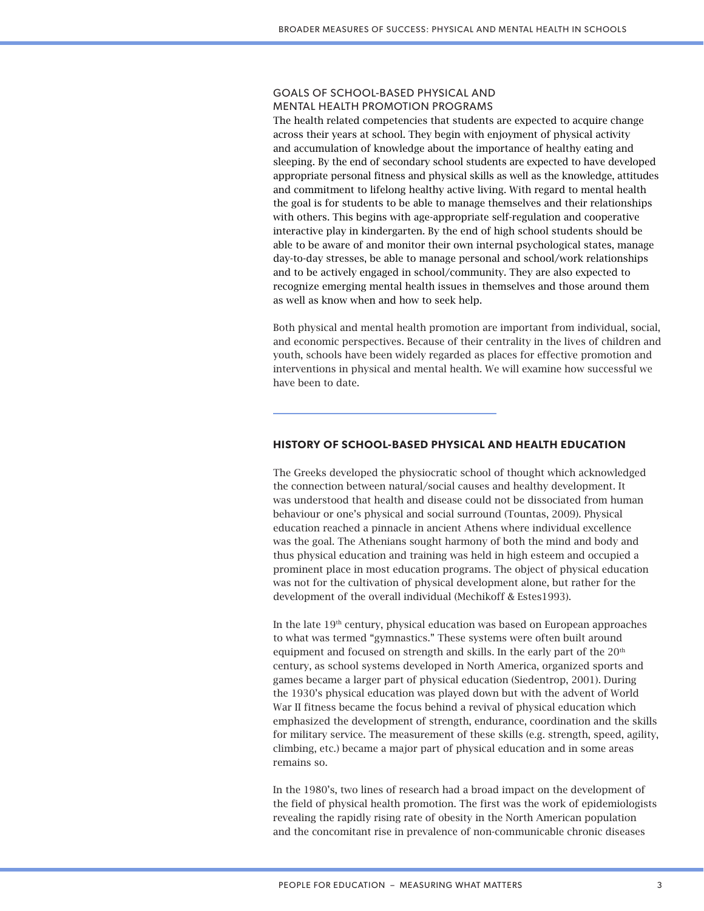## GOALS OF SCHOOL-BASED PHYSICAL AND MENTAL HEALTH PROMOTION PROGRAMS

The health related competencies that students are expected to acquire change across their years at school. They begin with enjoyment of physical activity and accumulation of knowledge about the importance of healthy eating and sleeping. By the end of secondary school students are expected to have developed appropriate personal fitness and physical skills as well as the knowledge, attitudes and commitment to lifelong healthy active living. With regard to mental health the goal is for students to be able to manage themselves and their relationships with others. This begins with age-appropriate self-regulation and cooperative interactive play in kindergarten. By the end of high school students should be able to be aware of and monitor their own internal psychological states, manage day-to-day stresses, be able to manage personal and school/work relationships and to be actively engaged in school/community. They are also expected to recognize emerging mental health issues in themselves and those around them as well as know when and how to seek help.

Both physical and mental health promotion are important from individual, social, and economic perspectives. Because of their centrality in the lives of children and youth, schools have been widely regarded as places for effective promotion and interventions in physical and mental health. We will examine how successful we have been to date.

## HISTORY OF SCHOOL-BASED PHYSICAL AND HEALTH EDUCATION

The Greeks developed the physiocratic school of thought which acknowledged the connection between natural/social causes and healthy development. It was understood that health and disease could not be dissociated from human behaviour or one's physical and social surround (Tountas, 2009). Physical education reached a pinnacle in ancient Athens where individual excellence was the goal. The Athenians sought harmony of both the mind and body and thus physical education and training was held in high esteem and occupied a prominent place in most education programs. The object of physical education was not for the cultivation of physical development alone, but rather for the development of the overall individual (Mechikoff & Estes1993).

In the late 19th century, physical education was based on European approaches to what was termed "gymnastics." These systems were often built around equipment and focused on strength and skills. In the early part of the 20th century, as school systems developed in North America, organized sports and games became a larger part of physical education (Siedentrop, 2001). During the 1930's physical education was played down but with the advent of World War II fitness became the focus behind a revival of physical education which emphasized the development of strength, endurance, coordination and the skills for military service. The measurement of these skills (e.g. strength, speed, agility, climbing, etc.) became a major part of physical education and in some areas remains so.

In the 1980's, two lines of research had a broad impact on the development of the field of physical health promotion. The first was the work of epidemiologists revealing the rapidly rising rate of obesity in the North American population and the concomitant rise in prevalence of non-communicable chronic diseases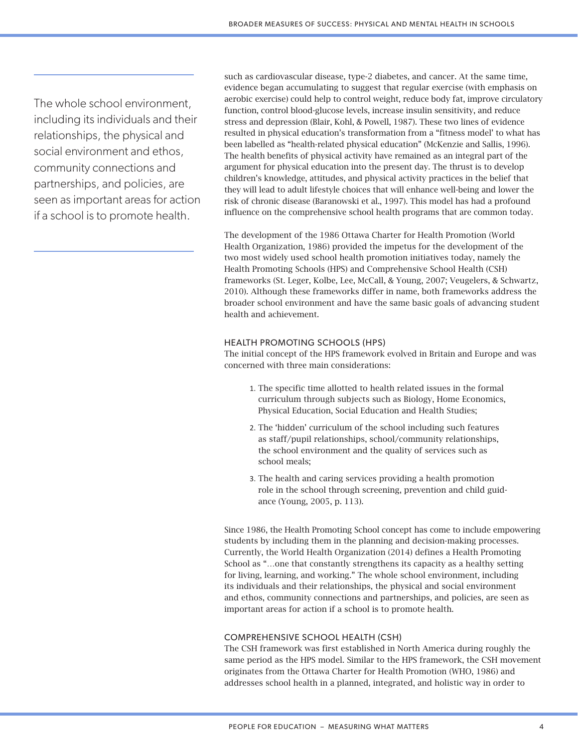The whole school environment, including its individuals and their relationships, the physical and social environment and ethos, community connections and partnerships, and policies, are seen as important areas for action if a school is to promote health.

such as cardiovascular disease, type-2 diabetes, and cancer. At the same time, evidence began accumulating to suggest that regular exercise (with emphasis on aerobic exercise) could help to control weight, reduce body fat, improve circulatory function, control blood-glucose levels, increase insulin sensitivity, and reduce stress and depression (Blair, Kohl, & Powell, 1987). These two lines of evidence resulted in physical education's transformation from a "fitness model' to what has been labelled as "health-related physical education" (McKenzie and Sallis, 1996). The health benefits of physical activity have remained as an integral part of the argument for physical education into the present day. The thrust is to develop children's knowledge, attitudes, and physical activity practices in the belief that they will lead to adult lifestyle choices that will enhance well-being and lower the risk of chronic disease (Baranowski et al., 1997). This model has had a profound influence on the comprehensive school health programs that are common today.

The development of the 1986 Ottawa Charter for Health Promotion (World Health Organization, 1986) provided the impetus for the development of the two most widely used school health promotion initiatives today, namely the Health Promoting Schools (HPS) and Comprehensive School Health (CSH) frameworks (St. Leger, Kolbe, Lee, McCall, & Young, 2007; Veugelers, & Schwartz, 2010). Although these frameworks differ in name, both frameworks address the broader school environment and have the same basic goals of advancing student health and achievement.

## HEALTH PROMOTING SCHOOLS (HPS)

The initial concept of the HPS framework evolved in Britain and Europe and was concerned with three main considerations:

1. The specific time allotted to health related issues in the formal curriculum through subjects such as Biology, Home Economics, Physical Education, Social Education and Health Studies;
2. The 'hidden' curriculum of the school including such features as staff/pupil relationships, school/community relationships, the school environment and the quality of services such as school meals;
3. The health and caring services providing a health promotion role in the school through screening, prevention and child guidance (Young, 2005, p. 113).

Since 1986, the Health Promoting School concept has come to include empowering students by including them in the planning and decision-making processes. Currently, the World Health Organization (2014) defines a Health Promoting School as "…one that constantly strengthens its capacity as a healthy setting for living, learning, and working." The whole school environment, including its individuals and their relationships, the physical and social environment and ethos, community connections and partnerships, and policies, are seen as important areas for action if a school is to promote health.

## COMPREHENSIVE SCHOOL HEALTH (CSH)

The CSH framework was first established in North America during roughly the same period as the HPS model. Similar to the HPS framework, the CSH movement originates from the Ottawa Charter for Health Promotion (WHO, 1986) and addresses school health in a planned, integrated, and holistic way in order to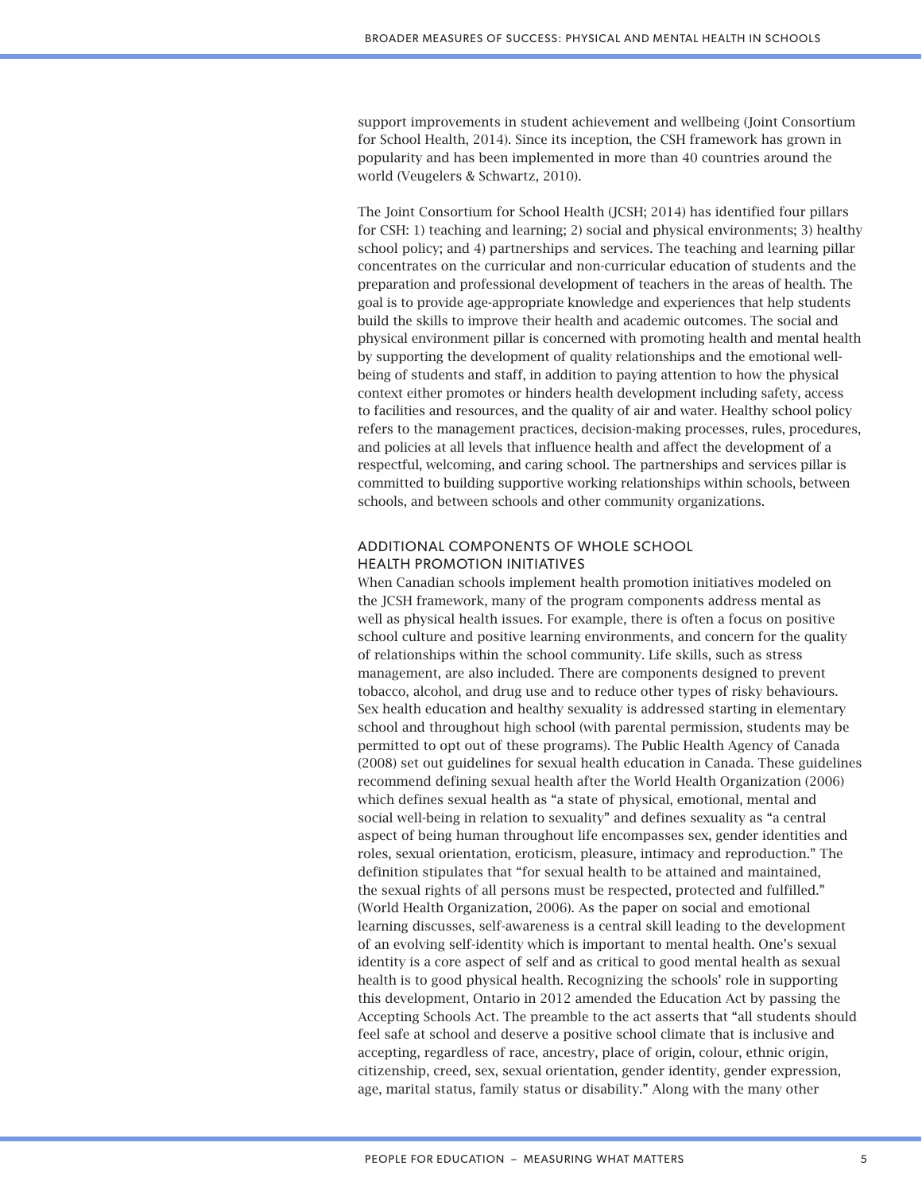support improvements in student achievement and wellbeing (Joint Consortium for School Health, 2014). Since its inception, the CSH framework has grown in popularity and has been implemented in more than 40 countries around the world (Veugelers & Schwartz, 2010).

The Joint Consortium for School Health (JCSH; 2014) has identified four pillars for CSH: 1) teaching and learning; 2) social and physical environments; 3) healthy school policy; and 4) partnerships and services. The teaching and learning pillar concentrates on the curricular and non-curricular education of students and the preparation and professional development of teachers in the areas of health. The goal is to provide age-appropriate knowledge and experiences that help students build the skills to improve their health and academic outcomes. The social and physical environment pillar is concerned with promoting health and mental health by supporting the development of quality relationships and the emotional well-being of students and staff, in addition to paying attention to how the physical context either promotes or hinders health development including safety, access to facilities and resources, and the quality of air and water. Healthy school policy refers to the management practices, decision-making processes, rules, procedures, and policies at all levels that influence health and affect the development of a respectful, welcoming, and caring school. The partnerships and services pillar is committed to building supportive working relationships within schools, between schools, and between schools and other community organizations.

### ADDITIONAL COMPONENTS OF WHOLE SCHOOL HEALTH PROMOTION INITIATIVES

When Canadian schools implement health promotion initiatives modeled on the JCSH framework, many of the program components address mental as well as physical health issues. For example, there is often a focus on positive school culture and positive learning environments, and concern for the quality of relationships within the school community. Life skills, such as stress management, are also included. There are components designed to prevent tobacco, alcohol, and drug use and to reduce other types of risky behaviours. Sex health education and healthy sexuality is addressed starting in elementary school and throughout high school (with parental permission, students may be permitted to opt out of these programs). The Public Health Agency of Canada (2008) set out guidelines for sexual health education in Canada. These guidelines recommend defining sexual health after the World Health Organization (2006) which defines sexual health as "a state of physical, emotional, mental and social well-being in relation to sexuality" and defines sexuality as "a central aspect of being human throughout life encompasses sex, gender identities and roles, sexual orientation, eroticism, pleasure, intimacy and reproduction." The definition stipulates that "for sexual health to be attained and maintained, the sexual rights of all persons must be respected, protected and fulfilled." (World Health Organization, 2006). As the paper on social and emotional learning discusses, self-awareness is a central skill leading to the development of an evolving self-identity which is important to mental health. One's sexual identity is a core aspect of self and as critical to good mental health as sexual health is to good physical health. Recognizing the schools' role in supporting this development, Ontario in 2012 amended the Education Act by passing the Accepting Schools Act. The preamble to the act asserts that "all students should feel safe at school and deserve a positive school climate that is inclusive and accepting, regardless of race, ancestry, place of origin, colour, ethnic origin, citizenship, creed, sex, sexual orientation, gender identity, gender expression, age, marital status, family status or disability." Along with the many other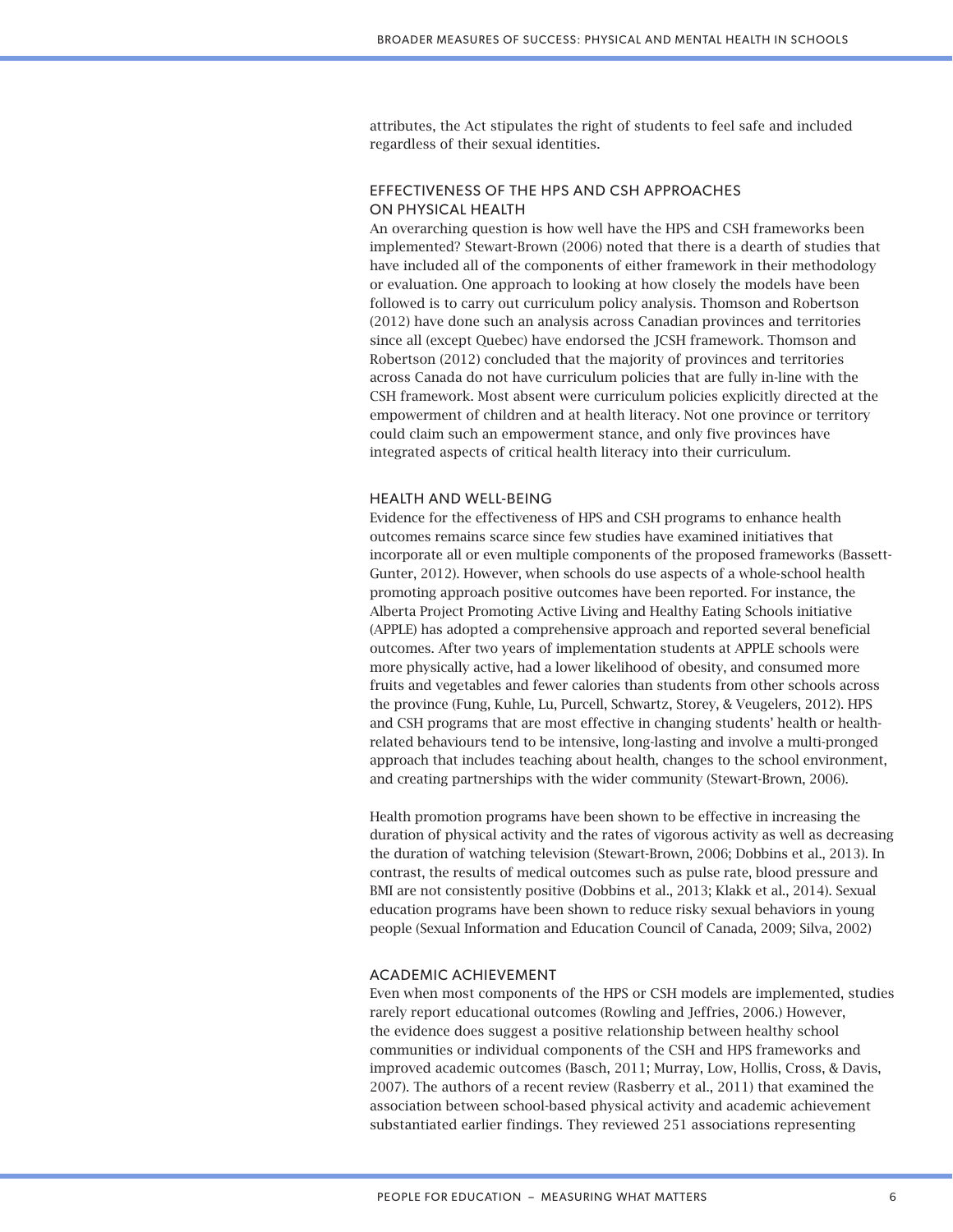attributes, the Act stipulates the right of students to feel safe and included regardless of their sexual identities.

### EFFECTIVENESS OF THE HPS AND CSH APPROACHES ON PHYSICAL HEALTH

An overarching question is how well have the HPS and CSH frameworks been implemented? Stewart-Brown (2006) noted that there is a dearth of studies that have included all of the components of either framework in their methodology or evaluation. One approach to looking at how closely the models have been followed is to carry out curriculum policy analysis. Thomson and Robertson (2012) have done such an analysis across Canadian provinces and territories since all (except Quebec) have endorsed the JCSH framework. Thomson and Robertson (2012) concluded that the majority of provinces and territories across Canada do not have curriculum policies that are fully in-line with the CSH framework. Most absent were curriculum policies explicitly directed at the empowerment of children and at health literacy. Not one province or territory could claim such an empowerment stance, and only five provinces have integrated aspects of critical health literacy into their curriculum.

### HEALTH AND WELL-BEING

Evidence for the effectiveness of HPS and CSH programs to enhance health outcomes remains scarce since few studies have examined initiatives that incorporate all or even multiple components of the proposed frameworks (Bassett-Gunter, 2012). However, when schools do use aspects of a whole-school health promoting approach positive outcomes have been reported. For instance, the Alberta Project Promoting Active Living and Healthy Eating Schools initiative (APPLE) has adopted a comprehensive approach and reported several beneficial outcomes. After two years of implementation students at APPLE schools were more physically active, had a lower likelihood of obesity, and consumed more fruits and vegetables and fewer calories than students from other schools across the province (Fung, Kuhle, Lu, Purcell, Schwartz, Storey, & Veugelers, 2012). HPS and CSH programs that are most effective in changing students' health or health-related behaviours tend to be intensive, long-lasting and involve a multi-pronged approach that includes teaching about health, changes to the school environment, and creating partnerships with the wider community (Stewart-Brown, 2006).

Health promotion programs have been shown to be effective in increasing the duration of physical activity and the rates of vigorous activity as well as decreasing the duration of watching television (Stewart-Brown, 2006; Dobbins et al., 2013). In contrast, the results of medical outcomes such as pulse rate, blood pressure and BMI are not consistently positive (Dobbins et al., 2013; Klakk et al., 2014). Sexual education programs have been shown to reduce risky sexual behaviors in young people (Sexual Information and Education Council of Canada, 2009; Silva, 2002)

### ACADEMIC ACHIEVEMENT

Even when most components of the HPS or CSH models are implemented, studies rarely report educational outcomes (Rowling and Jeffries, 2006.) However, the evidence does suggest a positive relationship between healthy school communities or individual components of the CSH and HPS frameworks and improved academic outcomes (Basch, 2011; Murray, Low, Hollis, Cross, & Davis, 2007). The authors of a recent review (Rasberry et al., 2011) that examined the association between school-based physical activity and academic achievement substantiated earlier findings. They reviewed 251 associations representing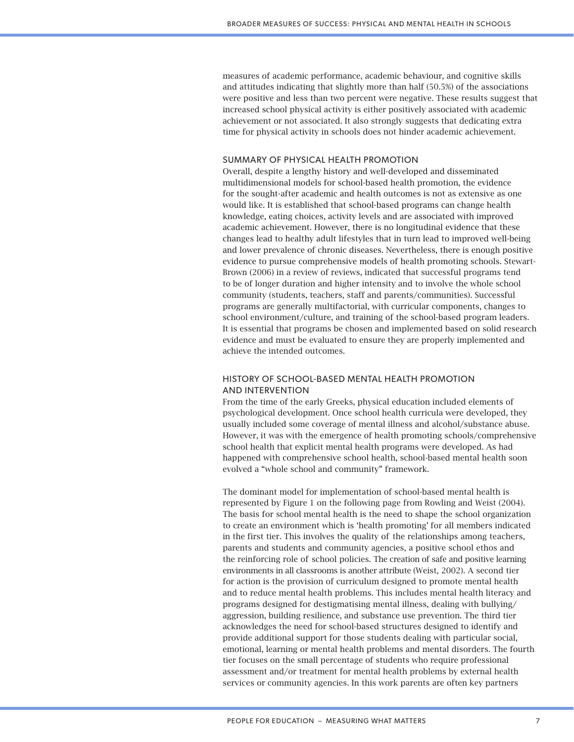measures of academic performance, academic behaviour, and cognitive skills and attitudes indicating that slightly more than half (50.5%) of the associations were positive and less than two percent were negative. These results suggest that increased school physical activity is either positively associated with academic achievement or not associated. It also strongly suggests that dedicating extra time for physical activity in schools does not hinder academic achievement.

## SUMMARY OF PHYSICAL HEALTH PROMOTION

Overall, despite a lengthy history and well-developed and disseminated multidimensional models for school-based health promotion, the evidence for the sought-after academic and health outcomes is not as extensive as one would like. It is established that school-based programs can change health knowledge, eating choices, activity levels and are associated with improved academic achievement. However, there is no longitudinal evidence that these changes lead to healthy adult lifestyles that in turn lead to improved well-being and lower prevalence of chronic diseases. Nevertheless, there is enough positive evidence to pursue comprehensive models of health promoting schools. Stewart-Brown (2006) in a review of reviews, indicated that successful programs tend to be of longer duration and higher intensity and to involve the whole school community (students, teachers, staff and parents/communities). Successful programs are generally multifactorial, with curricular components, changes to school environment/culture, and training of the school-based program leaders. It is essential that programs be chosen and implemented based on solid research evidence and must be evaluated to ensure they are properly implemented and achieve the intended outcomes.

## HISTORY OF SCHOOL-BASED MENTAL HEALTH PROMOTION AND INTERVENTION

From the time of the early Greeks, physical education included elements of psychological development. Once school health curricula were developed, they usually included some coverage of mental illness and alcohol/substance abuse. However, it was with the emergence of health promoting schools/comprehensive school health that explicit mental health programs were developed. As had happened with comprehensive school health, school-based mental health soon evolved a "whole school and community" framework.

The dominant model for implementation of school-based mental health is represented by Figure 1 on the following page from Rowling and Weist (2004). The basis for school mental health is the need to shape the school organization to create an environment which is 'health promoting' for all members indicated in the first tier. This involves the quality of the relationships among teachers, parents and students and community agencies, a positive school ethos and the reinforcing role of school policies. The creation of safe and positive learning environments in all classrooms is another attribute (Weist, 2002). A second tier for action is the provision of curriculum designed to promote mental health and to reduce mental health problems. This includes mental health literacy and programs designed for destigmatising mental illness, dealing with bullying/aggression, building resilience, and substance use prevention. The third tier acknowledges the need for school-based structures designed to identify and provide additional support for those students dealing with particular social, emotional, learning or mental health problems and mental disorders. The fourth tier focuses on the small percentage of students who require professional assessment and/or treatment for mental health problems by external health services or community agencies. In this work parents are often key partners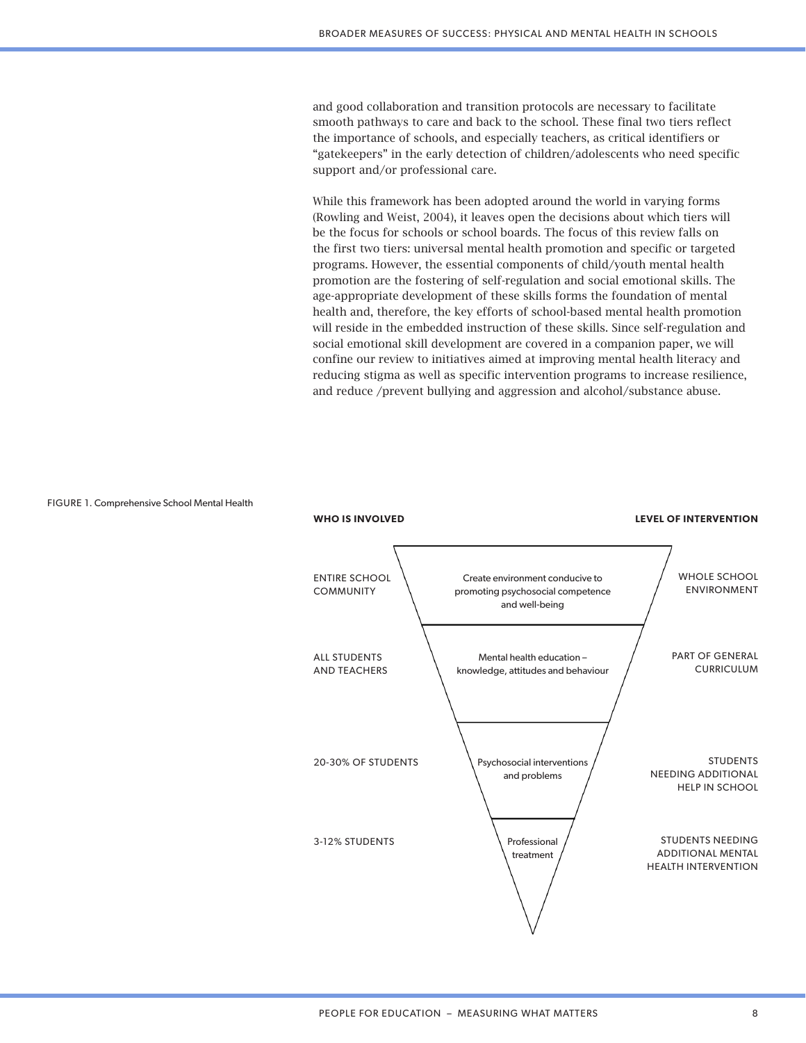and good collaboration and transition protocols are necessary to facilitate smooth pathways to care and back to the school. These final two tiers reflect the importance of schools, and especially teachers, as critical identifiers or "gatekeepers" in the early detection of children/adolescents who need specific support and/or professional care.

While this framework has been adopted around the world in varying forms (Rowling and Weist, 2004), it leaves open the decisions about which tiers will be the focus for schools or school boards. The focus of this review falls on the first two tiers: universal mental health promotion and specific or targeted programs. However, the essential components of child/youth mental health promotion are the fostering of self-regulation and social emotional skills. The age-appropriate development of these skills forms the foundation of mental health and, therefore, the key efforts of school-based mental health promotion will reside in the embedded instruction of these skills. Since self-regulation and social emotional skill development are covered in a companion paper, we will confine our review to initiatives aimed at improving mental health literacy and reducing stigma as well as specific intervention programs to increase resilience, and reduce /prevent bullying and aggression and alcohol/substance abuse.

FIGURE 1. Comprehensive School Mental Health

| WHO IS INVOLVED | | LEVEL OF INTERVENTION |
|---|---|---|
| ENTIRE SCHOOL COMMUNITY | Create environment conducive to promoting psychosocial competence and well-being | WHOLE SCHOOL ENVIRONMENT |
| ALL STUDENTS AND TEACHERS | Mental health education – knowledge, attitudes and behaviour | PART OF GENERAL CURRICULUM |
| 20-30% OF STUDENTS | Psychosocial interventions and problems | STUDENTS NEEDING ADDITIONAL HELP IN SCHOOL |
| 3-12% STUDENTS | Professional treatment | STUDENTS NEEDING ADDITIONAL MENTAL HEALTH INTERVENTION |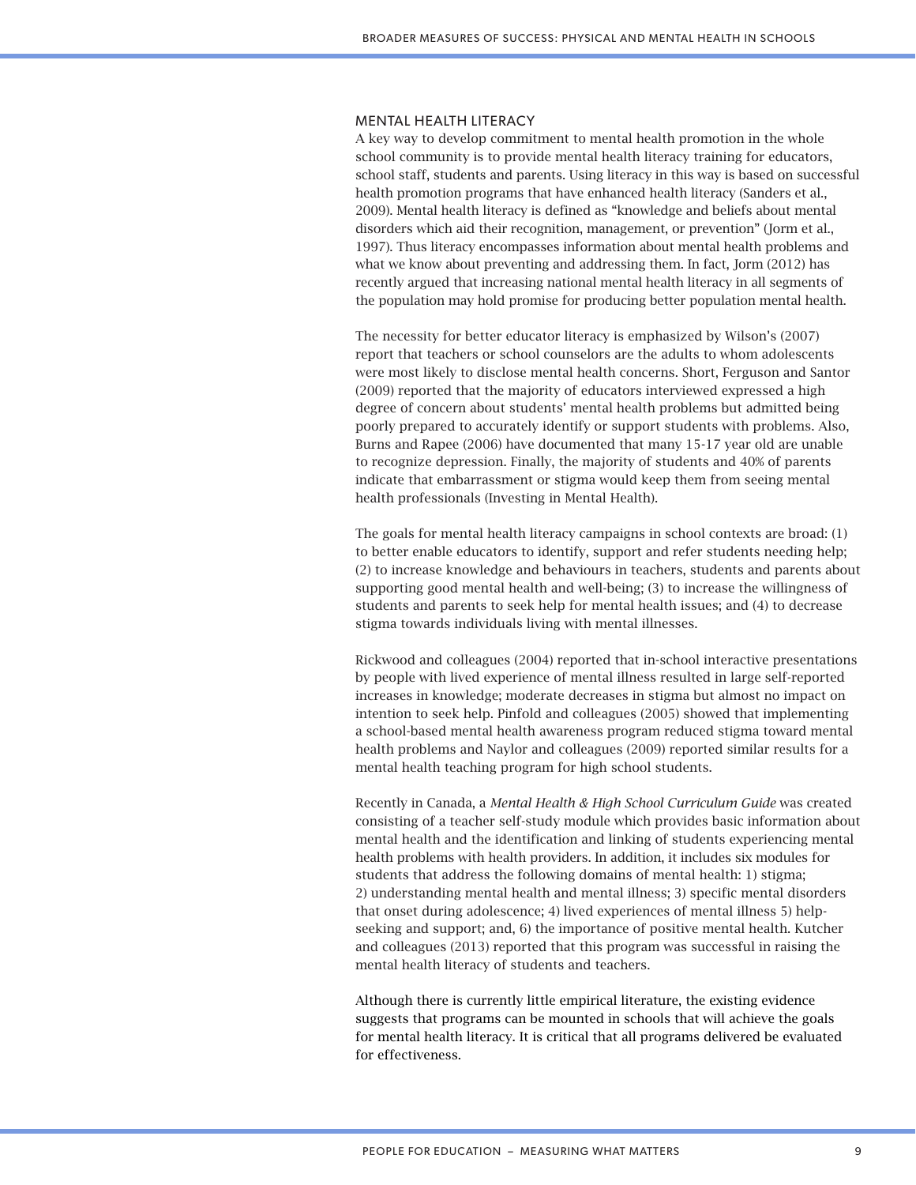## MENTAL HEALTH LITERACY

A key way to develop commitment to mental health promotion in the whole school community is to provide mental health literacy training for educators, school staff, students and parents. Using literacy in this way is based on successful health promotion programs that have enhanced health literacy (Sanders et al., 2009). Mental health literacy is defined as "knowledge and beliefs about mental disorders which aid their recognition, management, or prevention" (Jorm et al., 1997). Thus literacy encompasses information about mental health problems and what we know about preventing and addressing them. In fact, Jorm (2012) has recently argued that increasing national mental health literacy in all segments of the population may hold promise for producing better population mental health.

The necessity for better educator literacy is emphasized by Wilson's (2007) report that teachers or school counselors are the adults to whom adolescents were most likely to disclose mental health concerns. Short, Ferguson and Santor (2009) reported that the majority of educators interviewed expressed a high degree of concern about students' mental health problems but admitted being poorly prepared to accurately identify or support students with problems. Also, Burns and Rapee (2006) have documented that many 15-17 year old are unable to recognize depression. Finally, the majority of students and 40% of parents indicate that embarrassment or stigma would keep them from seeing mental health professionals (Investing in Mental Health).

The goals for mental health literacy campaigns in school contexts are broad: (1) to better enable educators to identify, support and refer students needing help; (2) to increase knowledge and behaviours in teachers, students and parents about supporting good mental health and well-being; (3) to increase the willingness of students and parents to seek help for mental health issues; and (4) to decrease stigma towards individuals living with mental illnesses.

Rickwood and colleagues (2004) reported that in-school interactive presentations by people with lived experience of mental illness resulted in large self-reported increases in knowledge; moderate decreases in stigma but almost no impact on intention to seek help. Pinfold and colleagues (2005) showed that implementing a school-based mental health awareness program reduced stigma toward mental health problems and Naylor and colleagues (2009) reported similar results for a mental health teaching program for high school students.

Recently in Canada, a *Mental Health & High School Curriculum Guide* was created consisting of a teacher self-study module which provides basic information about mental health and the identification and linking of students experiencing mental health problems with health providers. In addition, it includes six modules for students that address the following domains of mental health: 1) stigma; 2) understanding mental health and mental illness; 3) specific mental disorders that onset during adolescence; 4) lived experiences of mental illness 5) help-seeking and support; and, 6) the importance of positive mental health. Kutcher and colleagues (2013) reported that this program was successful in raising the mental health literacy of students and teachers.

Although there is currently little empirical literature, the existing evidence suggests that programs can be mounted in schools that will achieve the goals for mental health literacy. It is critical that all programs delivered be evaluated for effectiveness.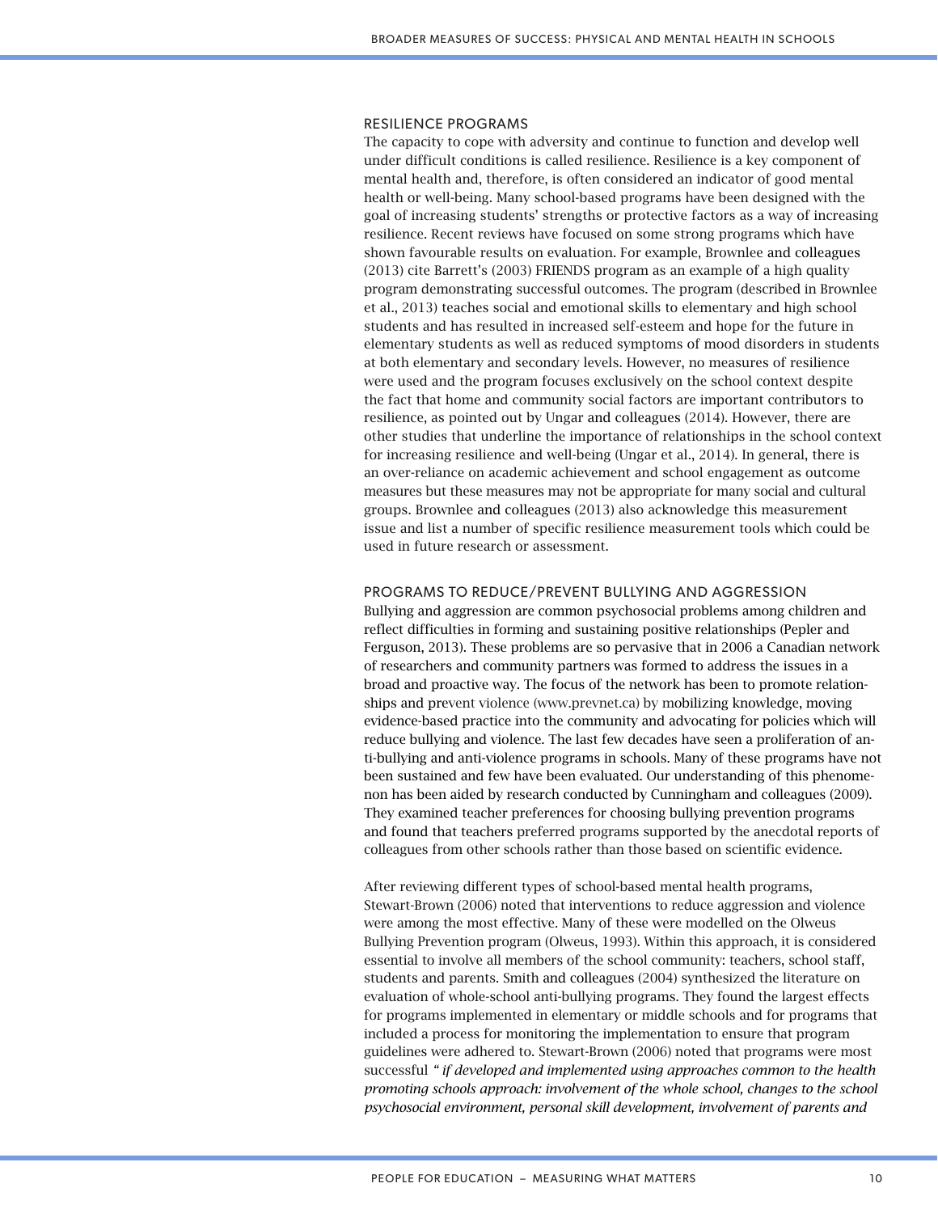### RESILIENCE PROGRAMS

The capacity to cope with adversity and continue to function and develop well under difficult conditions is called resilience. Resilience is a key component of mental health and, therefore, is often considered an indicator of good mental health or well-being. Many school-based programs have been designed with the goal of increasing students' strengths or protective factors as a way of increasing resilience. Recent reviews have focused on some strong programs which have shown favourable results on evaluation. For example, Brownlee and colleagues (2013) cite Barrett's (2003) FRIENDS program as an example of a high quality program demonstrating successful outcomes. The program (described in Brownlee et al., 2013) teaches social and emotional skills to elementary and high school students and has resulted in increased self-esteem and hope for the future in elementary students as well as reduced symptoms of mood disorders in students at both elementary and secondary levels. However, no measures of resilience were used and the program focuses exclusively on the school context despite the fact that home and community social factors are important contributors to resilience, as pointed out by Ungar and colleagues (2014). However, there are other studies that underline the importance of relationships in the school context for increasing resilience and well-being (Ungar et al., 2014). In general, there is an over-reliance on academic achievement and school engagement as outcome measures but these measures may not be appropriate for many social and cultural groups. Brownlee and colleagues (2013) also acknowledge this measurement issue and list a number of specific resilience measurement tools which could be used in future research or assessment.

### PROGRAMS TO REDUCE/PREVENT BULLYING AND AGGRESSION

Bullying and aggression are common psychosocial problems among children and reflect difficulties in forming and sustaining positive relationships (Pepler and Ferguson, 2013). These problems are so pervasive that in 2006 a Canadian network of researchers and community partners was formed to address the issues in a broad and proactive way. The focus of the network has been to promote relationships and prevent violence (www.prevnet.ca) by mobilizing knowledge, moving evidence-based practice into the community and advocating for policies which will reduce bullying and violence. The last few decades have seen a proliferation of anti-bullying and anti-violence programs in schools. Many of these programs have not been sustained and few have been evaluated. Our understanding of this phenomenon has been aided by research conducted by Cunningham and colleagues (2009). They examined teacher preferences for choosing bullying prevention programs and found that teachers preferred programs supported by the anecdotal reports of colleagues from other schools rather than those based on scientific evidence.

After reviewing different types of school-based mental health programs, Stewart-Brown (2006) noted that interventions to reduce aggression and violence were among the most effective. Many of these were modelled on the Olweus Bullying Prevention program (Olweus, 1993). Within this approach, it is considered essential to involve all members of the school community: teachers, school staff, students and parents. Smith and colleagues (2004) synthesized the literature on evaluation of whole-school anti-bullying programs. They found the largest effects for programs implemented in elementary or middle schools and for programs that included a process for monitoring the implementation to ensure that program guidelines were adhered to. Stewart-Brown (2006) noted that programs were most successful *"if developed and implemented using approaches common to the health promoting schools approach: involvement of the whole school, changes to the school psychosocial environment, personal skill development, involvement of parents and*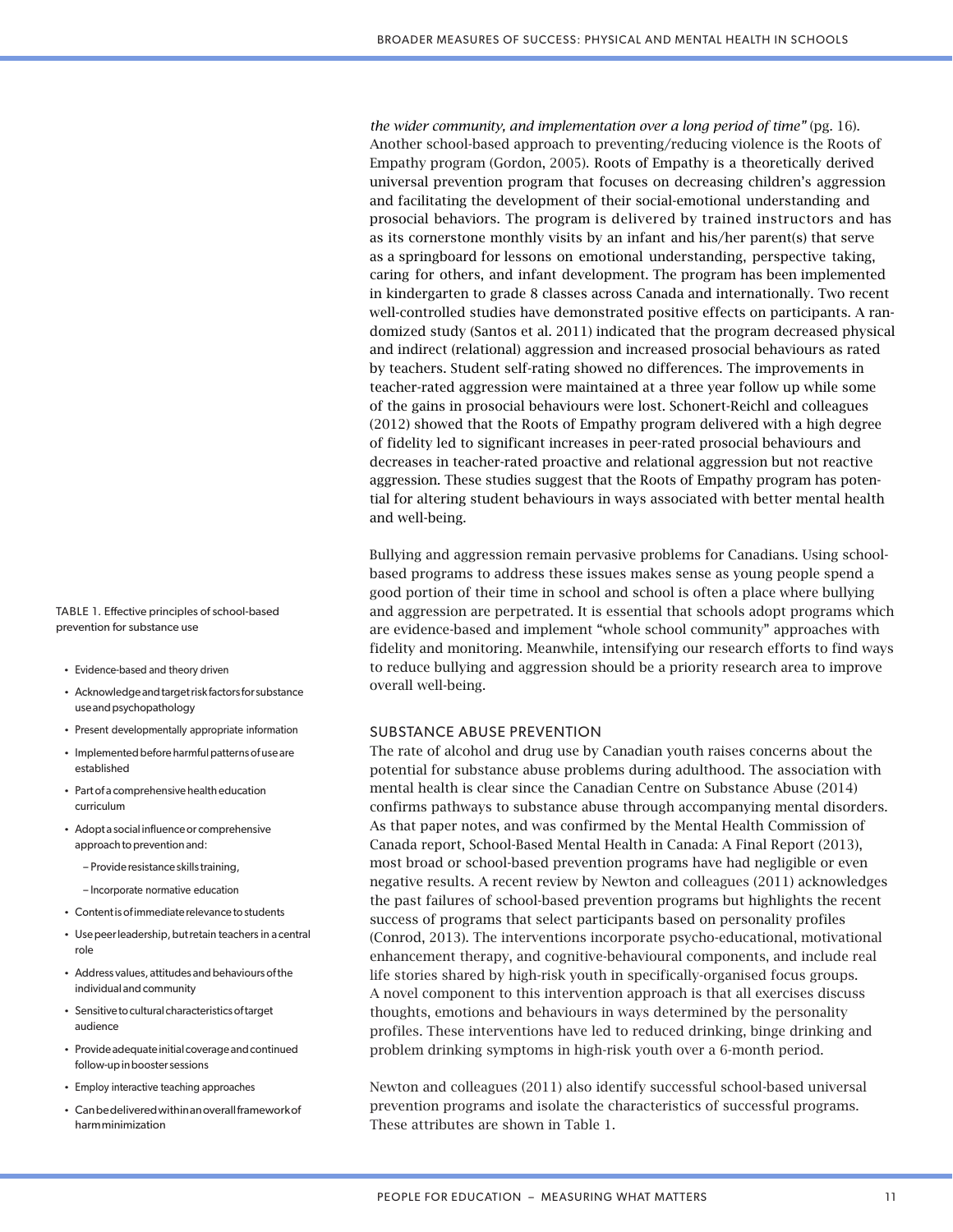*the wider community, and implementation over a long period of time"* (pg. 16). Another school-based approach to preventing/reducing violence is the Roots of Empathy program (Gordon, 2005). Roots of Empathy is a theoretically derived universal prevention program that focuses on decreasing children's aggression and facilitating the development of their social-emotional understanding and prosocial behaviors. The program is delivered by trained instructors and has as its cornerstone monthly visits by an infant and his/her parent(s) that serve as a springboard for lessons on emotional understanding, perspective taking, caring for others, and infant development. The program has been implemented in kindergarten to grade 8 classes across Canada and internationally. Two recent well-controlled studies have demonstrated positive effects on participants. A randomized study (Santos et al. 2011) indicated that the program decreased physical and indirect (relational) aggression and increased prosocial behaviours as rated by teachers. Student self-rating showed no differences. The improvements in teacher-rated aggression were maintained at a three year follow up while some of the gains in prosocial behaviours were lost. Schonert-Reichl and colleagues (2012) showed that the Roots of Empathy program delivered with a high degree of fidelity led to significant increases in peer-rated prosocial behaviours and decreases in teacher-rated proactive and relational aggression but not reactive aggression. These studies suggest that the Roots of Empathy program has potential for altering student behaviours in ways associated with better mental health and well-being.

Bullying and aggression remain pervasive problems for Canadians. Using school-based programs to address these issues makes sense as young people spend a good portion of their time in school and school is often a place where bullying and aggression are perpetrated. It is essential that schools adopt programs which are evidence-based and implement "whole school community" approaches with fidelity and monitoring. Meanwhile, intensifying our research efforts to find ways to reduce bullying and aggression should be a priority research area to improve overall well-being.

## SUBSTANCE ABUSE PREVENTION

The rate of alcohol and drug use by Canadian youth raises concerns about the potential for substance abuse problems during adulthood. The association with mental health is clear since the Canadian Centre on Substance Abuse (2014) confirms pathways to substance abuse through accompanying mental disorders. As that paper notes, and was confirmed by the Mental Health Commission of Canada report, School-Based Mental Health in Canada: A Final Report (2013), most broad or school-based prevention programs have had negligible or even negative results. A recent review by Newton and colleagues (2011) acknowledges the past failures of school-based prevention programs but highlights the recent success of programs that select participants based on personality profiles (Conrod, 2013). The interventions incorporate psycho-educational, motivational enhancement therapy, and cognitive-behavioural components, and include real life stories shared by high-risk youth in specifically-organised focus groups. A novel component to this intervention approach is that all exercises discuss thoughts, emotions and behaviours in ways determined by the personality profiles. These interventions have led to reduced drinking, binge drinking and problem drinking symptoms in high-risk youth over a 6-month period.

Newton and colleagues (2011) also identify successful school-based universal prevention programs and isolate the characteristics of successful programs. These attributes are shown in Table 1.

TABLE 1. Effective principles of school-based prevention for substance use

- Evidence-based and theory driven
- Acknowledge and target risk factors for substance use and psychopathology
- Present developmentally appropriate information
- Implemented before harmful patterns of use are established
- Part of a comprehensive health education curriculum
- Adopt a social influence or comprehensive approach to prevention and:
  - Provide resistance skills training,
  - Incorporate normative education
- Content is of immediate relevance to students
- Use peer leadership, but retain teachers in a central role
- Address values, attitudes and behaviours of the individual and community
- Sensitive to cultural characteristics of target audience
- Provide adequate initial coverage and continued follow-up in booster sessions
- Employ interactive teaching approaches
- Can be delivered within an overall framework of harm minimization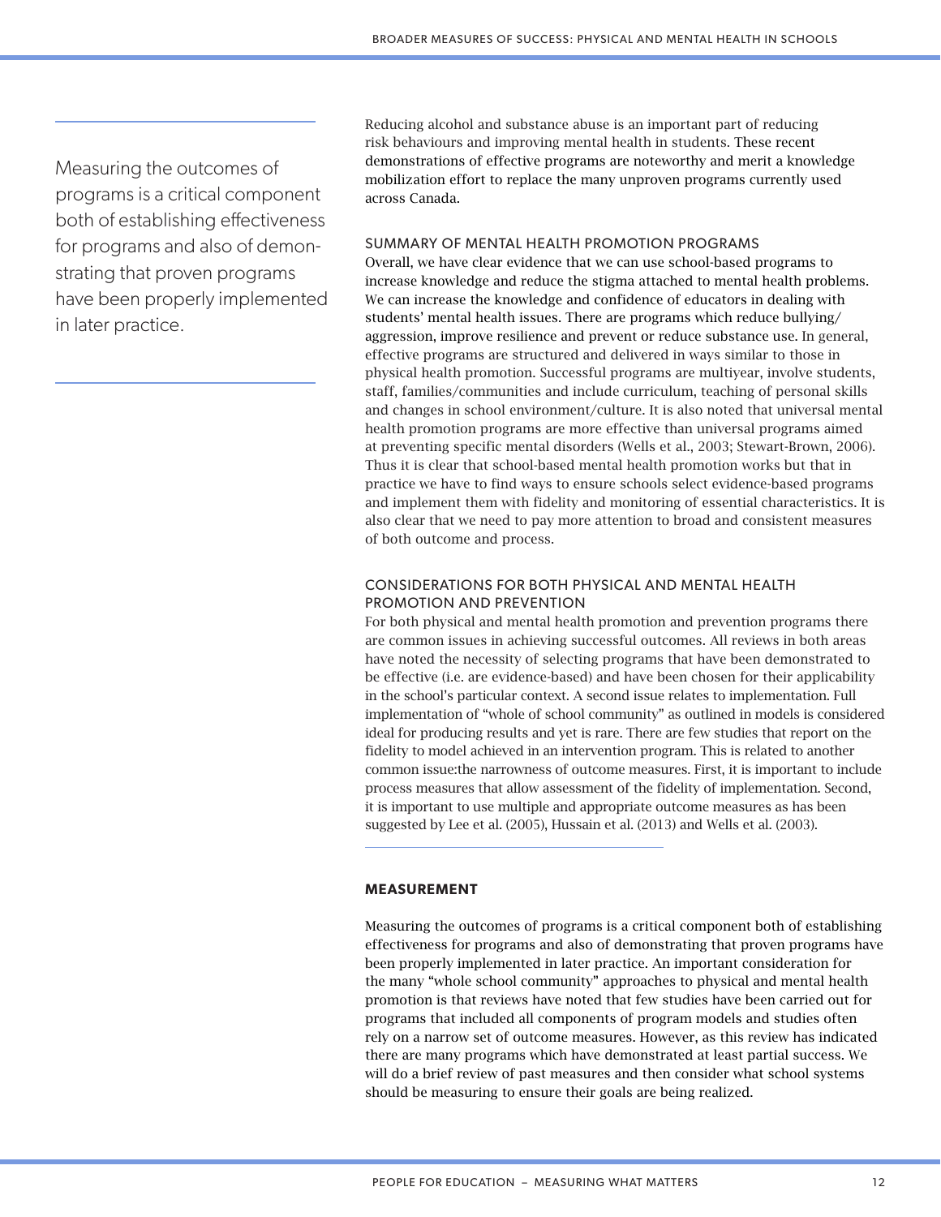Measuring the outcomes of programs is a critical component both of establishing effectiveness for programs and also of demonstrating that proven programs have been properly implemented in later practice.

Reducing alcohol and substance abuse is an important part of reducing risk behaviours and improving mental health in students. These recent demonstrations of effective programs are noteworthy and merit a knowledge mobilization effort to replace the many unproven programs currently used across Canada.

### SUMMARY OF MENTAL HEALTH PROMOTION PROGRAMS

Overall, we have clear evidence that we can use school-based programs to increase knowledge and reduce the stigma attached to mental health problems. We can increase the knowledge and confidence of educators in dealing with students' mental health issues. There are programs which reduce bullying/aggression, improve resilience and prevent or reduce substance use. In general, effective programs are structured and delivered in ways similar to those in physical health promotion. Successful programs are multiyear, involve students, staff, families/communities and include curriculum, teaching of personal skills and changes in school environment/culture. It is also noted that universal mental health promotion programs are more effective than universal programs aimed at preventing specific mental disorders (Wells et al., 2003; Stewart-Brown, 2006). Thus it is clear that school-based mental health promotion works but that in practice we have to find ways to ensure schools select evidence-based programs and implement them with fidelity and monitoring of essential characteristics. It is also clear that we need to pay more attention to broad and consistent measures of both outcome and process.

### CONSIDERATIONS FOR BOTH PHYSICAL AND MENTAL HEALTH PROMOTION AND PREVENTION

For both physical and mental health promotion and prevention programs there are common issues in achieving successful outcomes. All reviews in both areas have noted the necessity of selecting programs that have been demonstrated to be effective (i.e. are evidence-based) and have been chosen for their applicability in the school's particular context. A second issue relates to implementation. Full implementation of "whole of school community" as outlined in models is considered ideal for producing results and yet is rare. There are few studies that report on the fidelity to model achieved in an intervention program. This is related to another common issue:the narrowness of outcome measures. First, it is important to include process measures that allow assessment of the fidelity of implementation. Second, it is important to use multiple and appropriate outcome measures as has been suggested by Lee et al. (2005), Hussain et al. (2013) and Wells et al. (2003).

## MEASUREMENT

Measuring the outcomes of programs is a critical component both of establishing effectiveness for programs and also of demonstrating that proven programs have been properly implemented in later practice. An important consideration for the many "whole school community" approaches to physical and mental health promotion is that reviews have noted that few studies have been carried out for programs that included all components of program models and studies often rely on a narrow set of outcome measures. However, as this review has indicated there are many programs which have demonstrated at least partial success. We will do a brief review of past measures and then consider what school systems should be measuring to ensure their goals are being realized.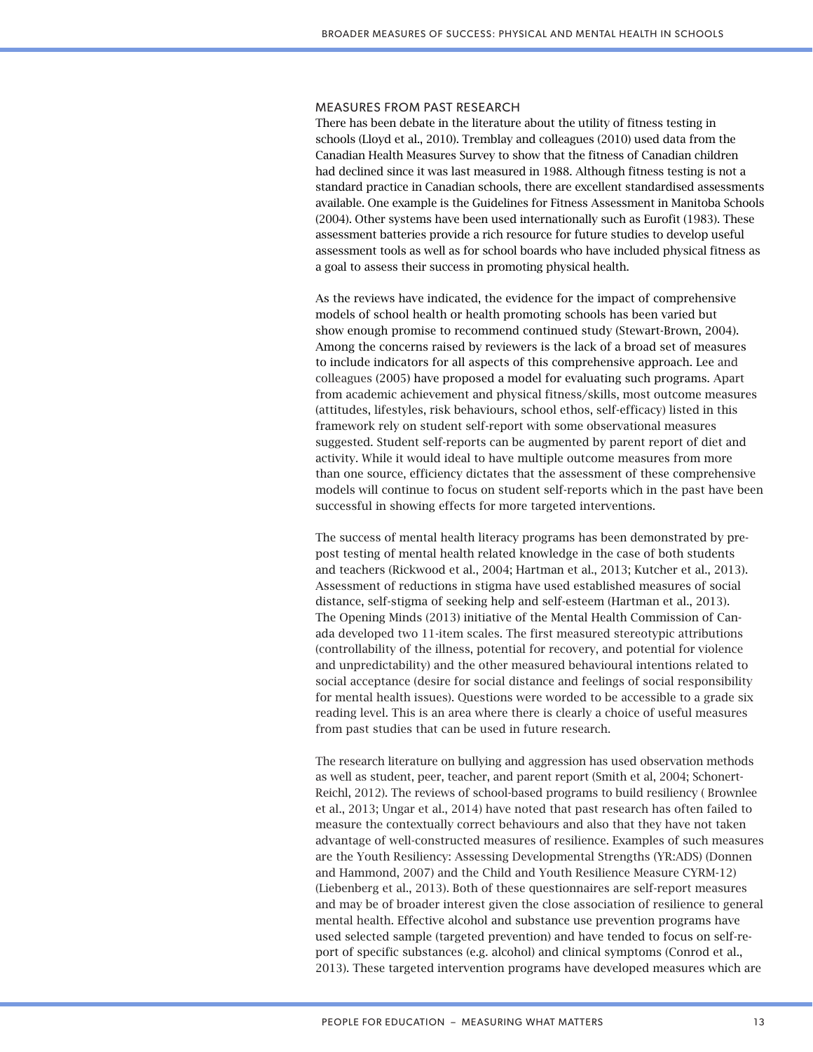## MEASURES FROM PAST RESEARCH

There has been debate in the literature about the utility of fitness testing in schools (Lloyd et al., 2010). Tremblay and colleagues (2010) used data from the Canadian Health Measures Survey to show that the fitness of Canadian children had declined since it was last measured in 1988. Although fitness testing is not a standard practice in Canadian schools, there are excellent standardised assessments available. One example is the Guidelines for Fitness Assessment in Manitoba Schools (2004). Other systems have been used internationally such as Eurofit (1983). These assessment batteries provide a rich resource for future studies to develop useful assessment tools as well as for school boards who have included physical fitness as a goal to assess their success in promoting physical health.

As the reviews have indicated, the evidence for the impact of comprehensive models of school health or health promoting schools has been varied but show enough promise to recommend continued study (Stewart-Brown, 2004). Among the concerns raised by reviewers is the lack of a broad set of measures to include indicators for all aspects of this comprehensive approach. Lee and colleagues (2005) have proposed a model for evaluating such programs. Apart from academic achievement and physical fitness/skills, most outcome measures (attitudes, lifestyles, risk behaviours, school ethos, self-efficacy) listed in this framework rely on student self-report with some observational measures suggested. Student self-reports can be augmented by parent report of diet and activity. While it would ideal to have multiple outcome measures from more than one source, efficiency dictates that the assessment of these comprehensive models will continue to focus on student self-reports which in the past have been successful in showing effects for more targeted interventions.

The success of mental health literacy programs has been demonstrated by pre-post testing of mental health related knowledge in the case of both students and teachers (Rickwood et al., 2004; Hartman et al., 2013; Kutcher et al., 2013). Assessment of reductions in stigma have used established measures of social distance, self-stigma of seeking help and self-esteem (Hartman et al., 2013). The Opening Minds (2013) initiative of the Mental Health Commission of Canada developed two 11-item scales. The first measured stereotypic attributions (controllability of the illness, potential for recovery, and potential for violence and unpredictability) and the other measured behavioural intentions related to social acceptance (desire for social distance and feelings of social responsibility for mental health issues). Questions were worded to be accessible to a grade six reading level. This is an area where there is clearly a choice of useful measures from past studies that can be used in future research.

The research literature on bullying and aggression has used observation methods as well as student, peer, teacher, and parent report (Smith et al, 2004; Schonert-Reichl, 2012). The reviews of school-based programs to build resiliency ( Brownlee et al., 2013; Ungar et al., 2014) have noted that past research has often failed to measure the contextually correct behaviours and also that they have not taken advantage of well-constructed measures of resilience. Examples of such measures are the Youth Resiliency: Assessing Developmental Strengths (YR:ADS) (Donnen and Hammond, 2007) and the Child and Youth Resilience Measure CYRM-12) (Liebenberg et al., 2013). Both of these questionnaires are self-report measures and may be of broader interest given the close association of resilience to general mental health. Effective alcohol and substance use prevention programs have used selected sample (targeted prevention) and have tended to focus on self-report of specific substances (e.g. alcohol) and clinical symptoms (Conrod et al., 2013). These targeted intervention programs have developed measures which are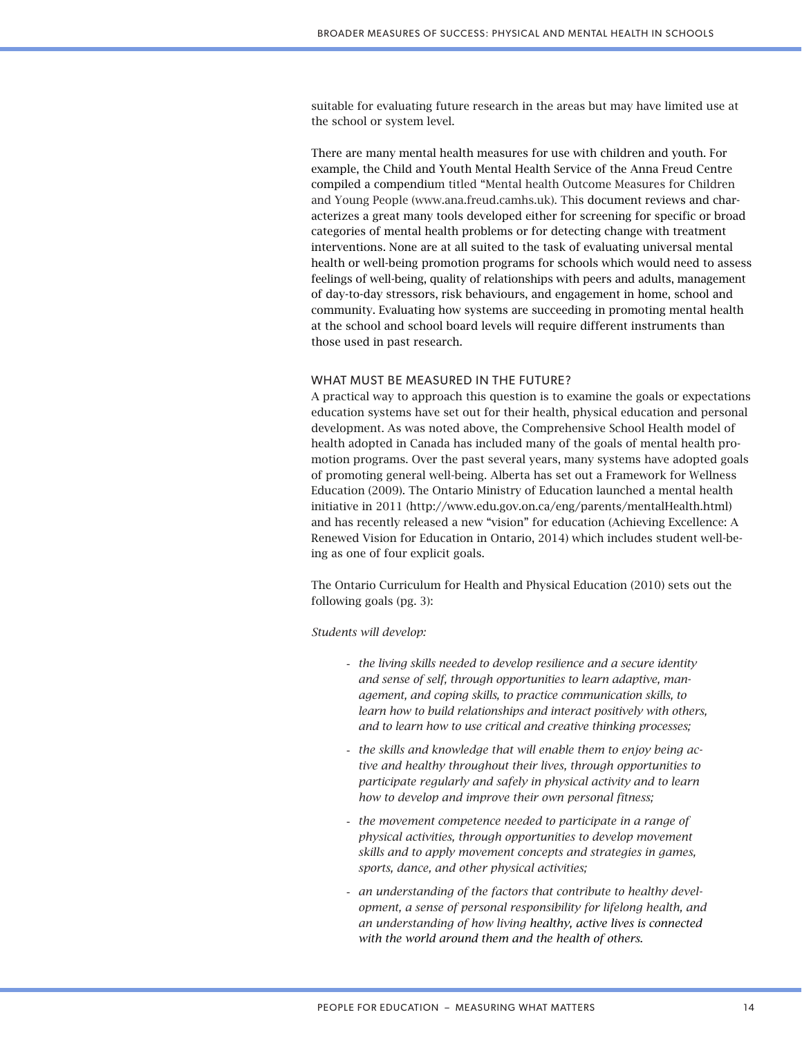suitable for evaluating future research in the areas but may have limited use at the school or system level.

There are many mental health measures for use with children and youth. For example, the Child and Youth Mental Health Service of the Anna Freud Centre compiled a compendium titled "Mental health Outcome Measures for Children and Young People (www.ana.freud.camhs.uk). This document reviews and characterizes a great many tools developed either for screening for specific or broad categories of mental health problems or for detecting change with treatment interventions. None are at all suited to the task of evaluating universal mental health or well-being promotion programs for schools which would need to assess feelings of well-being, quality of relationships with peers and adults, management of day-to-day stressors, risk behaviours, and engagement in home, school and community. Evaluating how systems are succeeding in promoting mental health at the school and school board levels will require different instruments than those used in past research.

### WHAT MUST BE MEASURED IN THE FUTURE?

A practical way to approach this question is to examine the goals or expectations education systems have set out for their health, physical education and personal development. As was noted above, the Comprehensive School Health model of health adopted in Canada has included many of the goals of mental health promotion programs. Over the past several years, many systems have adopted goals of promoting general well-being. Alberta has set out a Framework for Wellness Education (2009). The Ontario Ministry of Education launched a mental health initiative in 2011 (http://www.edu.gov.on.ca/eng/parents/mentalHealth.html) and has recently released a new "vision" for education (Achieving Excellence: A Renewed Vision for Education in Ontario, 2014) which includes student well-being as one of four explicit goals.

The Ontario Curriculum for Health and Physical Education (2010) sets out the following goals (pg. 3):

*Students will develop:*

- *the living skills needed to develop resilience and a secure identity and sense of self, through opportunities to learn adaptive, management, and coping skills, to practice communication skills, to learn how to build relationships and interact positively with others, and to learn how to use critical and creative thinking processes;*
- *the skills and knowledge that will enable them to enjoy being active and healthy throughout their lives, through opportunities to participate regularly and safely in physical activity and to learn how to develop and improve their own personal fitness;*
- *the movement competence needed to participate in a range of physical activities, through opportunities to develop movement skills and to apply movement concepts and strategies in games, sports, dance, and other physical activities;*
- *an understanding of the factors that contribute to healthy development, a sense of personal responsibility for lifelong health, and an understanding of how living healthy, active lives is connected with the world around them and the health of others.*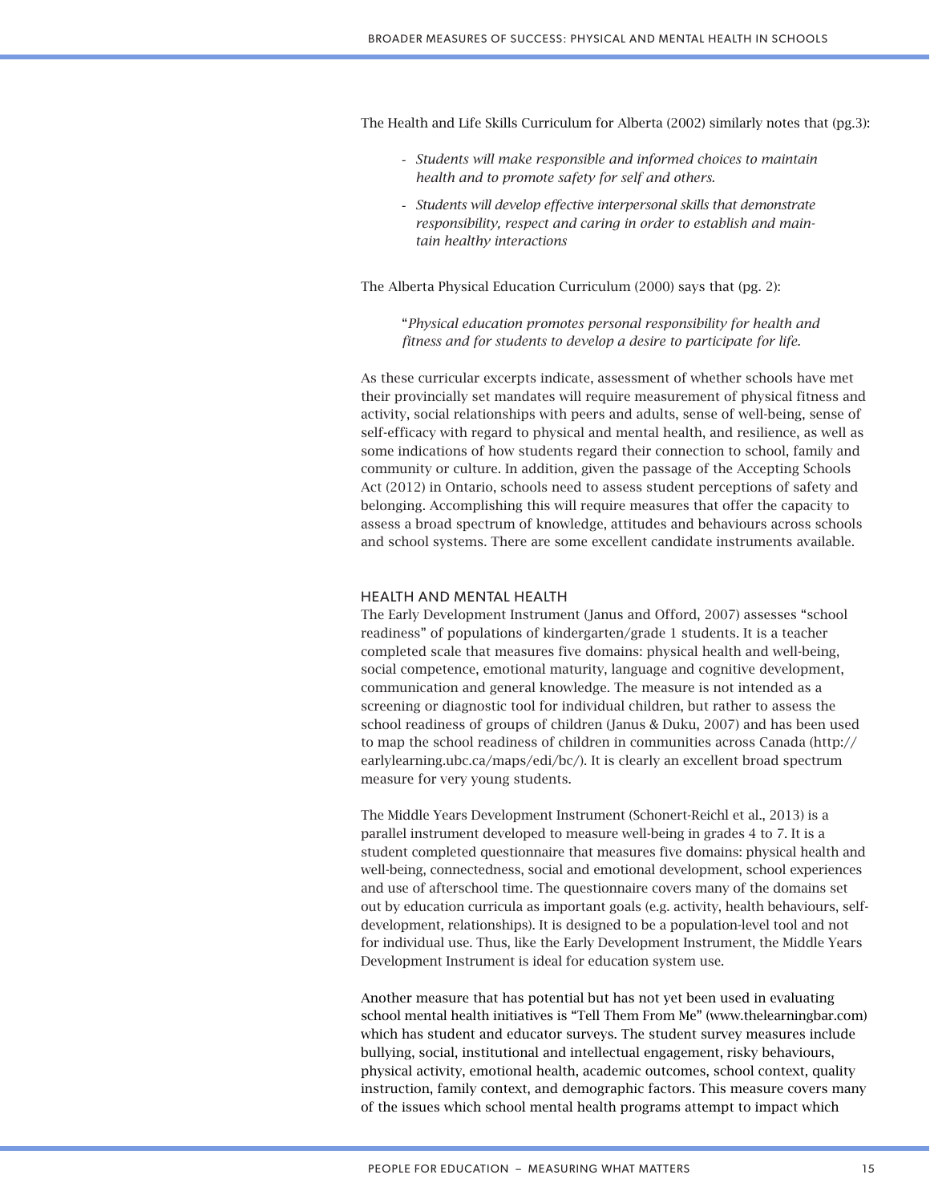The Health and Life Skills Curriculum for Alberta (2002) similarly notes that (pg.3):

- *Students will make responsible and informed choices to maintain health and to promote safety for self and others.*
- *Students will develop effective interpersonal skills that demonstrate responsibility, respect and caring in order to establish and maintain healthy interactions*

The Alberta Physical Education Curriculum (2000) says that (pg. 2):

> "*Physical education promotes personal responsibility for health and fitness and for students to develop a desire to participate for life.*

As these curricular excerpts indicate, assessment of whether schools have met their provincially set mandates will require measurement of physical fitness and activity, social relationships with peers and adults, sense of well-being, sense of self-efficacy with regard to physical and mental health, and resilience, as well as some indications of how students regard their connection to school, family and community or culture. In addition, given the passage of the Accepting Schools Act (2012) in Ontario, schools need to assess student perceptions of safety and belonging. Accomplishing this will require measures that offer the capacity to assess a broad spectrum of knowledge, attitudes and behaviours across schools and school systems. There are some excellent candidate instruments available.

## HEALTH AND MENTAL HEALTH

The Early Development Instrument (Janus and Offord, 2007) assesses "school readiness" of populations of kindergarten/grade 1 students. It is a teacher completed scale that measures five domains: physical health and well-being, social competence, emotional maturity, language and cognitive development, communication and general knowledge. The measure is not intended as a screening or diagnostic tool for individual children, but rather to assess the school readiness of groups of children (Janus & Duku, 2007) and has been used to map the school readiness of children in communities across Canada (http://earlylearning.ubc.ca/maps/edi/bc/). It is clearly an excellent broad spectrum measure for very young students.

The Middle Years Development Instrument (Schonert-Reichl et al., 2013) is a parallel instrument developed to measure well-being in grades 4 to 7. It is a student completed questionnaire that measures five domains: physical health and well-being, connectedness, social and emotional development, school experiences and use of afterschool time. The questionnaire covers many of the domains set out by education curricula as important goals (e.g. activity, health behaviours, self-development, relationships). It is designed to be a population-level tool and not for individual use. Thus, like the Early Development Instrument, the Middle Years Development Instrument is ideal for education system use.

Another measure that has potential but has not yet been used in evaluating school mental health initiatives is "Tell Them From Me" (www.thelearningbar.com) which has student and educator surveys. The student survey measures include bullying, social, institutional and intellectual engagement, risky behaviours, physical activity, emotional health, academic outcomes, school context, quality instruction, family context, and demographic factors. This measure covers many of the issues which school mental health programs attempt to impact which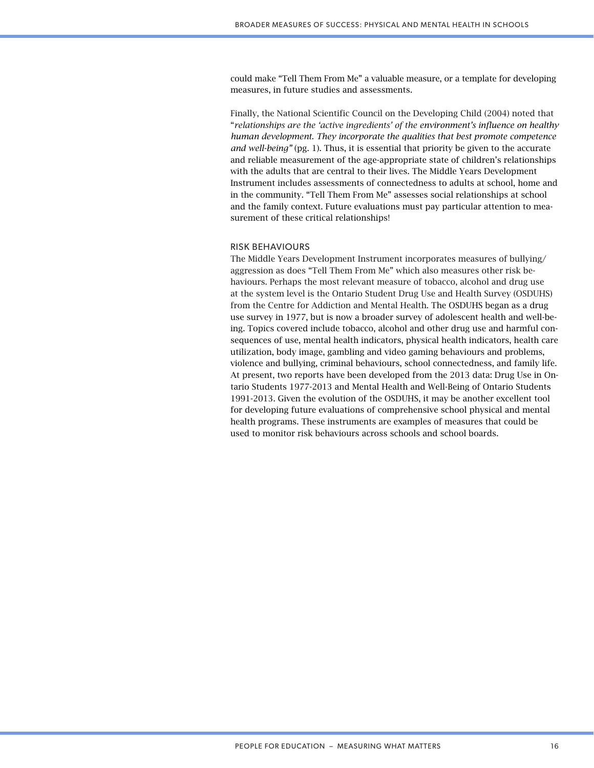could make "Tell Them From Me" a valuable measure, or a template for developing measures, in future studies and assessments.

Finally, the National Scientific Council on the Developing Child (2004) noted that "*relationships are the 'active ingredients' of the environment's influence on healthy human development. They incorporate the qualities that best promote competence and well-being"* (pg. 1). Thus, it is essential that priority be given to the accurate and reliable measurement of the age-appropriate state of children's relationships with the adults that are central to their lives. The Middle Years Development Instrument includes assessments of connectedness to adults at school, home and in the community. "Tell Them From Me" assesses social relationships at school and the family context. Future evaluations must pay particular attention to measurement of these critical relationships!

### RISK BEHAVIOURS

The Middle Years Development Instrument incorporates measures of bullying/aggression as does "Tell Them From Me" which also measures other risk behaviours. Perhaps the most relevant measure of tobacco, alcohol and drug use at the system level is the Ontario Student Drug Use and Health Survey (OSDUHS) from the Centre for Addiction and Mental Health. The OSDUHS began as a drug use survey in 1977, but is now a broader survey of adolescent health and well-being. Topics covered include tobacco, alcohol and other drug use and harmful consequences of use, mental health indicators, physical health indicators, health care utilization, body image, gambling and video gaming behaviours and problems, violence and bullying, criminal behaviours, school connectedness, and family life. At present, two reports have been developed from the 2013 data: Drug Use in Ontario Students 1977-2013 and Mental Health and Well-Being of Ontario Students 1991-2013. Given the evolution of the OSDUHS, it may be another excellent tool for developing future evaluations of comprehensive school physical and mental health programs. These instruments are examples of measures that could be used to monitor risk behaviours across schools and school boards.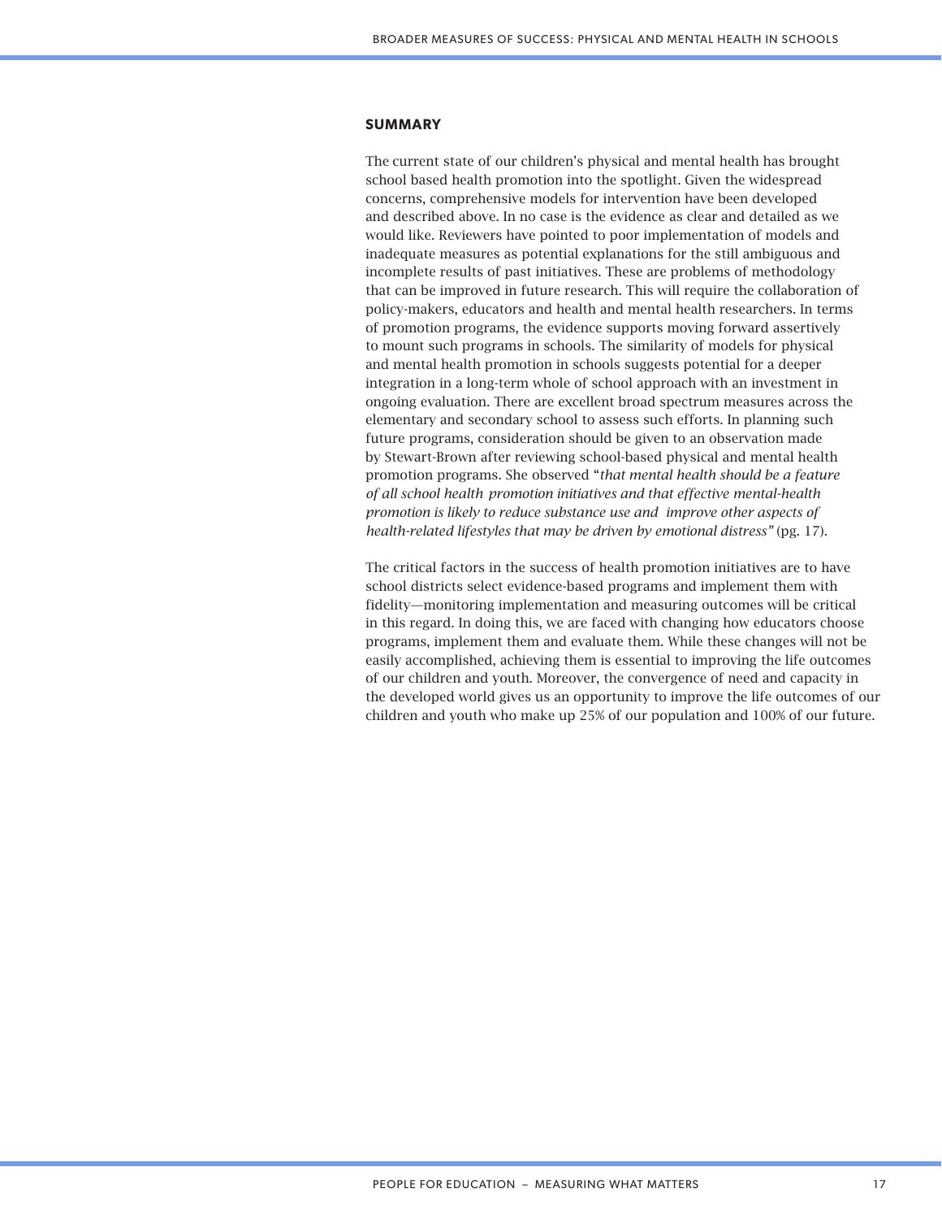## SUMMARY

The current state of our children's physical and mental health has brought school based health promotion into the spotlight. Given the widespread concerns, comprehensive models for intervention have been developed and described above. In no case is the evidence as clear and detailed as we would like. Reviewers have pointed to poor implementation of models and inadequate measures as potential explanations for the still ambiguous and incomplete results of past initiatives. These are problems of methodology that can be improved in future research. This will require the collaboration of policy-makers, educators and health and mental health researchers. In terms of promotion programs, the evidence supports moving forward assertively to mount such programs in schools. The similarity of models for physical and mental health promotion in schools suggests potential for a deeper integration in a long-term whole of school approach with an investment in ongoing evaluation. There are excellent broad spectrum measures across the elementary and secondary school to assess such efforts. In planning such future programs, consideration should be given to an observation made by Stewart-Brown after reviewing school-based physical and mental health promotion programs. She observed "*that mental health should be a feature of all school health promotion initiatives and that effective mental-health promotion is likely to reduce substance use and improve other aspects of health-related lifestyles that may be driven by emotional distress"* (pg. 17).

The critical factors in the success of health promotion initiatives are to have school districts select evidence-based programs and implement them with fidelity—monitoring implementation and measuring outcomes will be critical in this regard. In doing this, we are faced with changing how educators choose programs, implement them and evaluate them. While these changes will not be easily accomplished, achieving them is essential to improving the life outcomes of our children and youth. Moreover, the convergence of need and capacity in the developed world gives us an opportunity to improve the life outcomes of our children and youth who make up 25% of our population and 100% of our future.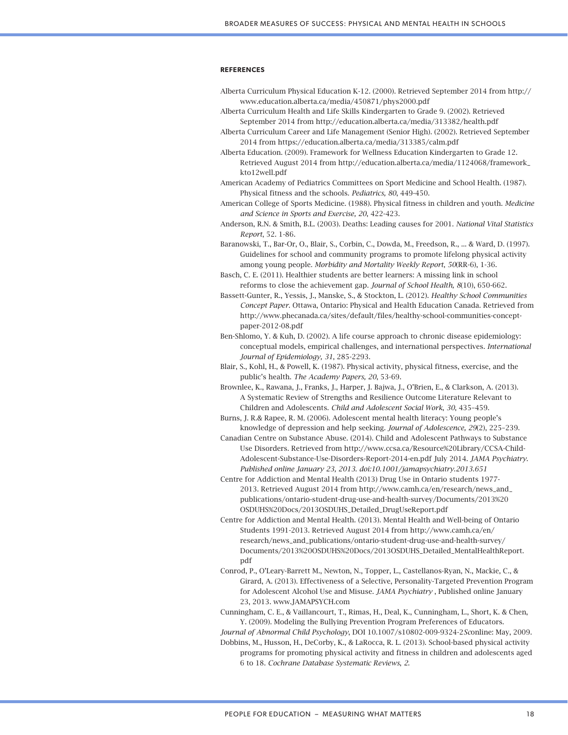#### REFERENCES

Alberta Curriculum Physical Education K-12. (2000). Retrieved September 2014 from http://www.education.alberta.ca/media/450871/phys2000.pdf

Alberta Curriculum Health and Life Skills Kindergarten to Grade 9. (2002). Retrieved September 2014 from http://education.alberta.ca/media/313382/health.pdf

Alberta Curriculum Career and Life Management (Senior High). (2002). Retrieved September 2014 from https://education.alberta.ca/media/313385/calm.pdf

Alberta Education. (2009). Framework for Wellness Education Kindergarten to Grade 12. Retrieved August 2014 from http://education.alberta.ca/media/1124068/framework_kto12well.pdf

American Academy of Pediatrics Committees on Sport Medicine and School Health. (1987). Physical fitness and the schools. *Pediatrics, 80*, 449-450.

American College of Sports Medicine. (1988). Physical fitness in children and youth. *Medicine and Science in Sports and Exercise, 20*, 422-423.

Anderson, R.N. & Smith, B.L. (2003). Deaths: Leading causes for 2001. *National Vital Statistics Report*, 52. 1-86.

Baranowski, T., Bar-Or, O., Blair, S., Corbin, C., Dowda, M., Freedson, R., ... & Ward, D. (1997). Guidelines for school and community programs to promote lifelong physical activity among young people. *Morbidity and Mortality Weekly Report, 50*(RR-6), 1-36.

Basch, C. E. (2011). Healthier students are better learners: A missing link in school reforms to close the achievement gap. *Journal of School Health, 8*(10), 650-662.

Bassett-Gunter, R., Yessis, J., Manske, S., & Stockton, L. (2012). *Healthy School Communities Concept Paper*. Ottawa, Ontario: Physical and Health Education Canada. Retrieved from http://www.phecanada.ca/sites/default/files/healthy-school-communities-concept-paper-2012-08.pdf

Ben-Shlomo, Y. & Kuh, D. (2002). A life course approach to chronic disease epidemiology: conceptual models, empirical challenges, and international perspectives. *International Journal of Epidemiology, 31*, 285-2293.

Blair, S., Kohl, H., & Powell, K. (1987). Physical activity, physical fitness, exercise, and the public's health. *The Academy Papers, 20*, 53-69.

Brownlee, K., Rawana, J., Franks, J., Harper, J. Bajwa, J., O'Brien, E., & Clarkson, A. (2013). A Systematic Review of Strengths and Resilience Outcome Literature Relevant to Children and Adolescents. *Child and Adolescent Social Work, 30*, 435–459.

Burns, J. R.& Rapee, R. M. (2006). Adolescent mental health literacy: Young people's knowledge of depression and help seeking. *Journal of Adolescence, 29*(2), 225–239.

Canadian Centre on Substance Abuse. (2014). Child and Adolescent Pathways to Substance Use Disorders. Retrieved from http://www.ccsa.ca/Resource%20Library/CCSA-Child-Adolescent-Substance-Use-Disorders-Report-2014-en.pdf July 2014. *JAMA Psychiatry. Published online January 23, 2013. doi:10.1001/jamapsychiatry.2013.651*

Centre for Addiction and Mental Health (2013) Drug Use in Ontario students 1977-2013. Retrieved August 2014 from http://www.camh.ca/en/research/news_and_publications/ontario-student-drug-use-and-health-survey/Documents/2013%20OSDUHS%20Docs/2013OSDUHS_Detailed_DrugUseReport.pdf

Centre for Addiction and Mental Health. (2013). Mental Health and Well-being of Ontario Students 1991-2013. Retrieved August 2014 from http://www.camh.ca/en/research/news_and_publications/ontario-student-drug-use-and-health-survey/Documents/2013%20OSDUHS%20Docs/2013OSDUHS_Detailed_MentalHealthReport.pdf

Conrod, P., O'Leary-Barrett M., Newton, N., Topper, L., Castellanos-Ryan, N., Mackie, C., & Girard, A. (2013). Effectiveness of a Selective, Personality-Targeted Prevention Program for Adolescent Alcohol Use and Misuse. *JAMA Psychiatry* , Published online January 23, 2013. www.JAMAPSYCH.com

Cunningham, C. E., & Vaillancourt, T., Rimas, H., Deal, K., Cunningham, L., Short, K. & Chen, Y. (2009). Modeling the Bullying Prevention Program Preferences of Educators.
*Journal of Abnormal Child Psychology*, DOI 10.1007/s10802-009-9324-2*S*online: May, 2009.

Dobbins, M., Husson, H., DeCorby, K., & LaRocca, R. L. (2013). School-based physical activity programs for promoting physical activity and fitness in children and adolescents aged 6 to 18. *Cochrane Database Systematic Reviews, 2*.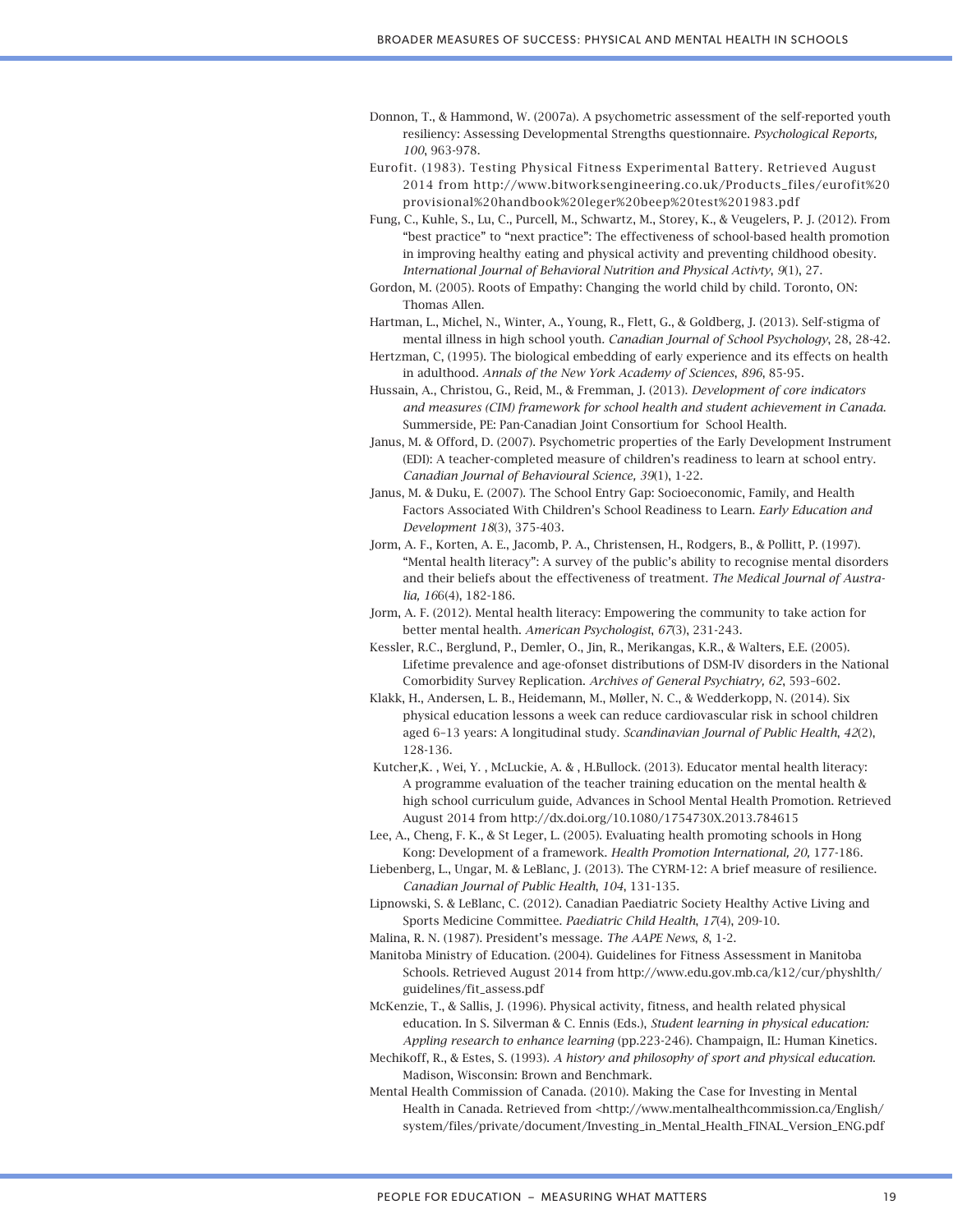Donnon, T., & Hammond, W. (2007a). A psychometric assessment of the self-reported youth resiliency: Assessing Developmental Strengths questionnaire. *Psychological Reports, 100*, 963-978.

Eurofit. (1983). Testing Physical Fitness Experimental Battery. Retrieved August 2014 from http://www.bitworksengineering.co.uk/Products_files/eurofit%20provisional%20handbook%20leger%20beep%20test%201983.pdf

Fung, C., Kuhle, S., Lu, C., Purcell, M., Schwartz, M., Storey, K., & Veugelers, P. J. (2012). From "best practice" to "next practice": The effectiveness of school-based health promotion in improving healthy eating and physical activity and preventing childhood obesity. *International Journal of Behavioral Nutrition and Physical Activty, 9*(1), 27.

Gordon, M. (2005). Roots of Empathy: Changing the world child by child. Toronto, ON: Thomas Allen.

Hartman, L., Michel, N., Winter, A., Young, R., Flett, G., & Goldberg, J. (2013). Self-stigma of mental illness in high school youth. *Canadian Journal of School Psychology*, 28, 28-42.

Hertzman, C, (1995). The biological embedding of early experience and its effects on health in adulthood. *Annals of the New York Academy of Sciences, 896*, 85-95.

Hussain, A., Christou, G., Reid, M., & Fremman, J. (2013). *Development of core indicators and measures (CIM) framework for school health and student achievement in Canada.* Summerside, PE: Pan-Canadian Joint Consortium for School Health.

Janus, M. & Offord, D. (2007). Psychometric properties of the Early Development Instrument (EDI): A teacher-completed measure of children's readiness to learn at school entry. *Canadian Journal of Behavioural Science, 39*(1), 1-22.

Janus, M. & Duku, E. (2007). The School Entry Gap: Socioeconomic, Family, and Health Factors Associated With Children's School Readiness to Learn. *Early Education and Development 18*(3), 375-403.

Jorm, A. F., Korten, A. E., Jacomb, P. A., Christensen, H., Rodgers, B., & Pollitt, P. (1997). "Mental health literacy": A survey of the public's ability to recognise mental disorders and their beliefs about the effectiveness of treatment. *The Medical Journal of Australia, 166*(4), 182-186.

Jorm, A. F. (2012). Mental health literacy: Empowering the community to take action for better mental health. *American Psychologist, 67*(3), 231-243.

Kessler, R.C., Berglund, P., Demler, O., Jin, R., Merikangas, K.R., & Walters, E.E. (2005). Lifetime prevalence and age-ofonset distributions of DSM-IV disorders in the National Comorbidity Survey Replication. *Archives of General Psychiatry, 62*, 593–602.

Klakk, H., Andersen, L. B., Heidemann, M., Møller, N. C., & Wedderkopp, N. (2014). Six physical education lessons a week can reduce cardiovascular risk in school children aged 6–13 years: A longitudinal study. *Scandinavian Journal of Public Health, 42*(2), 128-136.

Kutcher,K. , Wei, Y. , McLuckie, A. & , H.Bullock. (2013). Educator mental health literacy: A programme evaluation of the teacher training education on the mental health & high school curriculum guide, Advances in School Mental Health Promotion. Retrieved August 2014 from http://dx.doi.org/10.1080/1754730X.2013.784615

Lee, A., Cheng, F. K., & St Leger, L. (2005). Evaluating health promoting schools in Hong Kong: Development of a framework. *Health Promotion International, 20,* 177-186.

Liebenberg, L., Ungar, M. & LeBlanc, J. (2013). The CYRM-12: A brief measure of resilience. *Canadian Journal of Public Health, 104*, 131-135.

Lipnowski, S. & LeBlanc, C. (2012). Canadian Paediatric Society Healthy Active Living and Sports Medicine Committee. *Paediatric Child Health, 17*(4), 209-10.

Malina, R. N. (1987). President's message. *The AAPE News, 8*, 1-2.

Manitoba Ministry of Education. (2004). Guidelines for Fitness Assessment in Manitoba Schools. Retrieved August 2014 from http://www.edu.gov.mb.ca/k12/cur/physhlth/guidelines/fit_assess.pdf

McKenzie, T., & Sallis, J. (1996). Physical activity, fitness, and health related physical education. In S. Silverman & C. Ennis (Eds.), *Student learning in physical education: Appling research to enhance learning* (pp.223-246). Champaign, IL: Human Kinetics.

Mechikoff, R., & Estes, S. (1993). *A history and philosophy of sport and physical education.* Madison, Wisconsin: Brown and Benchmark.

Mental Health Commission of Canada. (2010). Making the Case for Investing in Mental Health in Canada. Retrieved from <http://www.mentalhealthcommission.ca/English/system/files/private/document/Investing_in_Mental_Health_FINAL_Version_ENG.pdf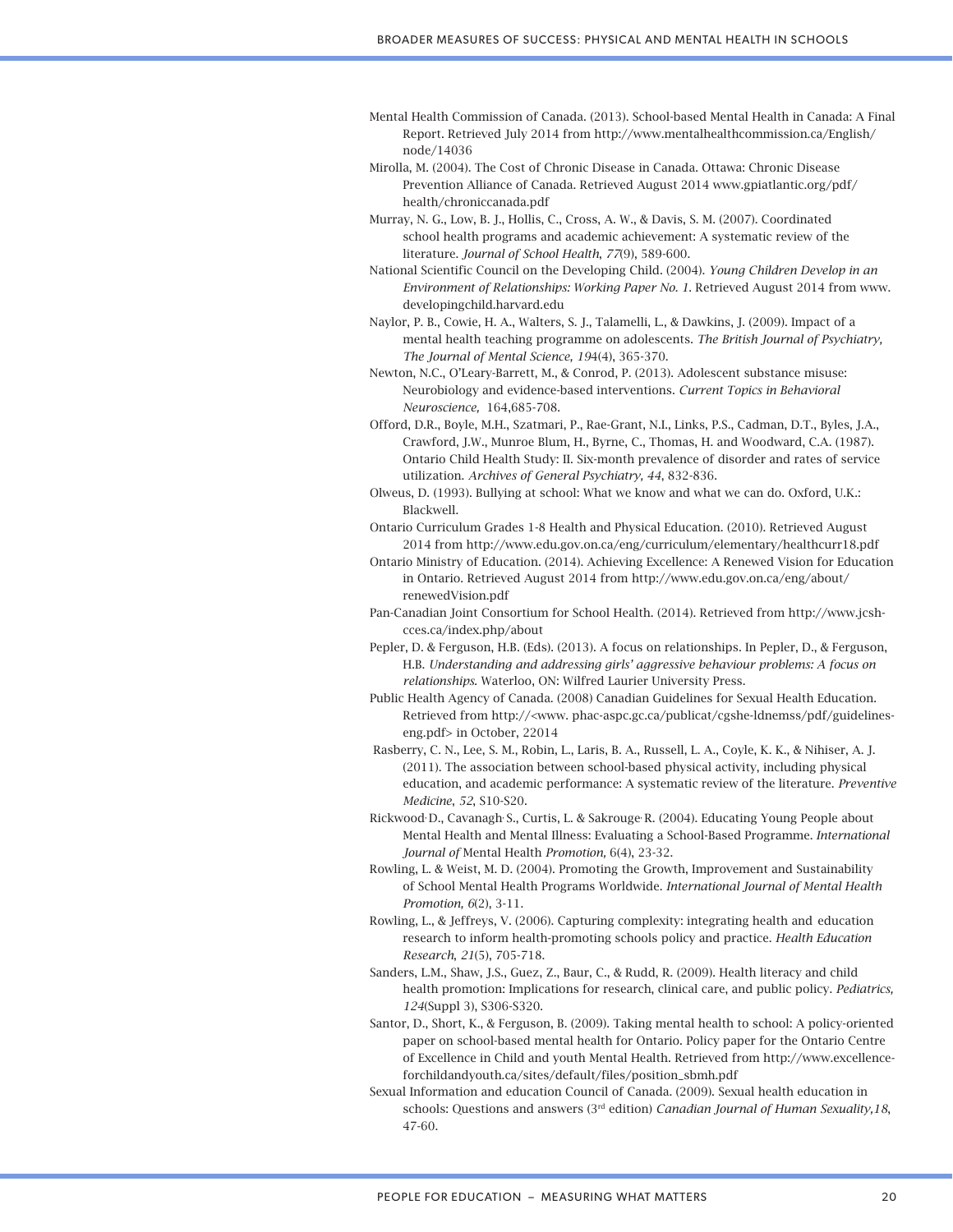Mental Health Commission of Canada. (2013). School-based Mental Health in Canada: A Final Report. Retrieved July 2014 from http://www.mentalhealthcommission.ca/English/node/14036

Mirolla, M. (2004). The Cost of Chronic Disease in Canada. Ottawa: Chronic Disease Prevention Alliance of Canada. Retrieved August 2014 www.gpiatlantic.org/pdf/health/chroniccanada.pdf

Murray, N. G., Low, B. J., Hollis, C., Cross, A. W., & Davis, S. M. (2007). Coordinated school health programs and academic achievement: A systematic review of the literature. *Journal of School Health, 77*(9), 589-600.

National Scientific Council on the Developing Child. (2004). *Young Children Develop in an Environment of Relationships: Working Paper No. 1*. Retrieved August 2014 from www.developingchild.harvard.edu

Naylor, P. B., Cowie, H. A., Walters, S. J., Talamelli, L., & Dawkins, J. (2009). Impact of a mental health teaching programme on adolescents. *The British Journal of Psychiatry, The Journal of Mental Science, 194*(4), 365-370.

Newton, N.C., O'Leary-Barrett, M., & Conrod, P. (2013). Adolescent substance misuse: Neurobiology and evidence-based interventions. *Current Topics in Behavioral Neuroscience,* 164,685-708.

Offord, D.R., Boyle, M.H., Szatmari, P., Rae-Grant, N.I., Links, P.S., Cadman, D.T., Byles, J.A., Crawford, J.W., Munroe Blum, H., Byrne, C., Thomas, H. and Woodward, C.A. (1987). Ontario Child Health Study: II. Six-month prevalence of disorder and rates of service utilization. *Archives of General Psychiatry, 44*, 832-836.

Olweus, D. (1993). Bullying at school: What we know and what we can do. Oxford, U.K.: Blackwell.

Ontario Curriculum Grades 1-8 Health and Physical Education. (2010). Retrieved August 2014 from http://www.edu.gov.on.ca/eng/curriculum/elementary/healthcurr18.pdf

Ontario Ministry of Education. (2014). Achieving Excellence: A Renewed Vision for Education in Ontario. Retrieved August 2014 from http://www.edu.gov.on.ca/eng/about/renewedVision.pdf

Pan-Canadian Joint Consortium for School Health. (2014). Retrieved from http://www.jcsh-cces.ca/index.php/about

Pepler, D. & Ferguson, H.B. (Eds). (2013). A focus on relationships. In Pepler, D., & Ferguson, H.B. *Understanding and addressing girls' aggressive behaviour problems: A focus on relationships.* Waterloo, ON: Wilfred Laurier University Press.

Public Health Agency of Canada. (2008) Canadian Guidelines for Sexual Health Education. Retrieved from http://<www. phac-aspc.gc.ca/publicat/cgshe-ldnemss/pdf/guidelines-eng.pdf> in October, 22014

Rasberry, C. N., Lee, S. M., Robin, L., Laris, B. A., Russell, L. A., Coyle, K. K., & Nihiser, A. J. (2011). The association between school-based physical activity, including physical education, and academic performance: A systematic review of the literature. *Preventive Medicine, 52*, S10-S20.

Rickwood, D., Cavanagh, S., Curtis, L. & Sakrouge, R. (2004). Educating Young People about Mental Health and Mental Illness: Evaluating a School-Based Programme. *International Journal of* Mental Health *Promotion,* 6(4), 23-32.

Rowling, L. & Weist, M. D. (2004). Promoting the Growth, Improvement and Sustainability of School Mental Health Programs Worldwide. *International Journal of Mental Health Promotion, 6*(2), 3-11.

Rowling, L., & Jeffreys, V. (2006). Capturing complexity: integrating health and education research to inform health-promoting schools policy and practice. *Health Education Research, 21*(5), 705-718.

Sanders, L.M., Shaw, J.S., Guez, Z., Baur, C., & Rudd, R. (2009). Health literacy and child health promotion: Implications for research, clinical care, and public policy. *Pediatrics, 124*(Suppl 3), S306-S320.

Santor, D., Short, K., & Ferguson, B. (2009). Taking mental health to school: A policy-oriented paper on school-based mental health for Ontario. Policy paper for the Ontario Centre of Excellence in Child and youth Mental Health. Retrieved from http://www.excellence-forchildandyouth.ca/sites/default/files/position_sbmh.pdf

Sexual Information and education Council of Canada. (2009). Sexual health education in schools: Questions and answers (3rd edition) *Canadian Journal of Human Sexuality,18*, 47-60.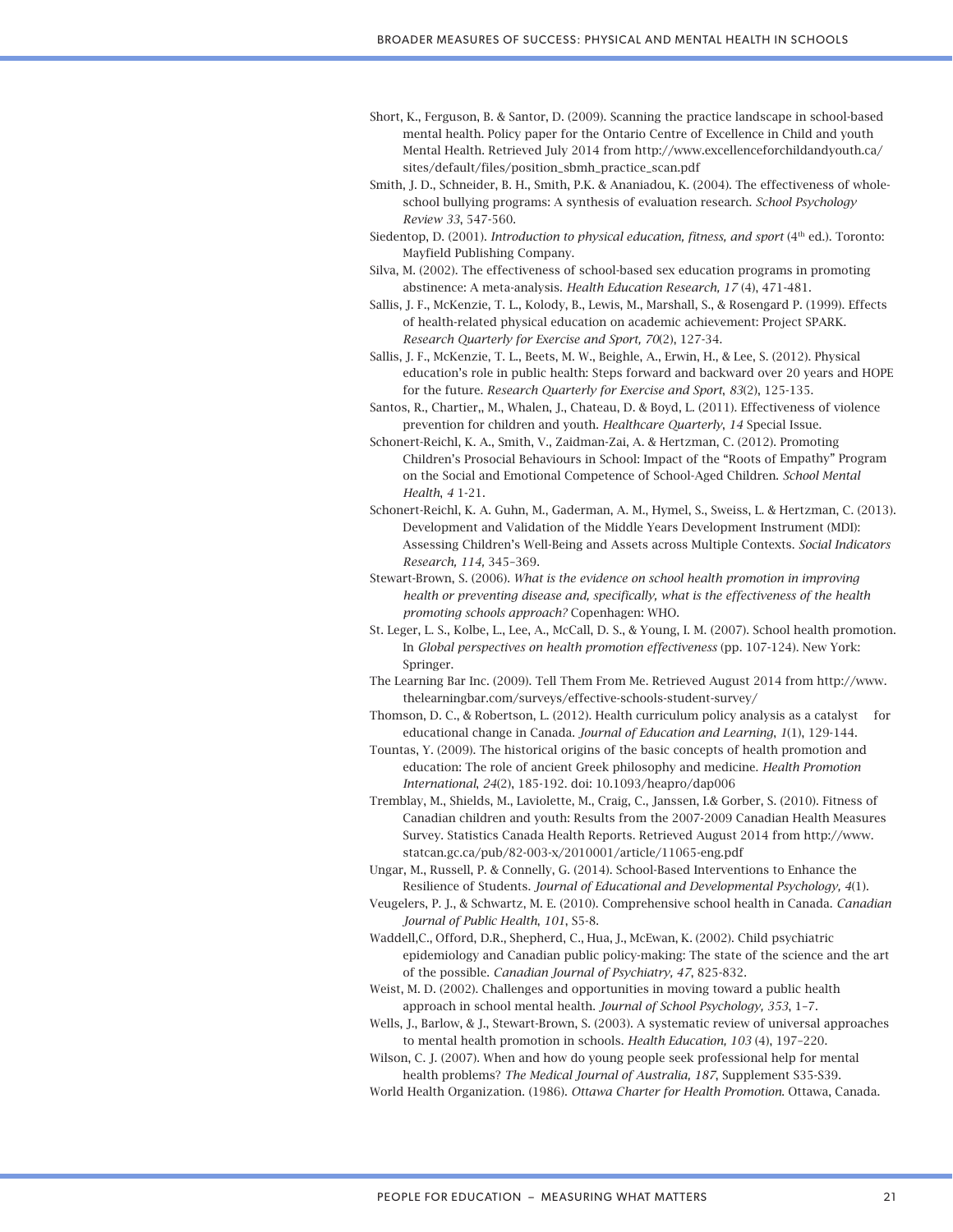Short, K., Ferguson, B. & Santor, D. (2009). Scanning the practice landscape in school-based mental health. Policy paper for the Ontario Centre of Excellence in Child and youth Mental Health. Retrieved July 2014 from http://www.excellenceforchildandyouth.ca/sites/default/files/position_sbmh_practice_scan.pdf

Smith, J. D., Schneider, B. H., Smith, P.K. & Ananiadou, K. (2004). The effectiveness of whole-school bullying programs: A synthesis of evaluation research. *School Psychology Review 33*, 547-560.

Siedentop, D. (2001). *Introduction to physical education, fitness, and sport* (4th ed.). Toronto: Mayfield Publishing Company.

Silva, M. (2002). The effectiveness of school-based sex education programs in promoting abstinence: A meta-analysis. *Health Education Research, 17* (4), 471-481.

Sallis, J. F., McKenzie, T. L., Kolody, B., Lewis, M., Marshall, S., & Rosengard P. (1999). Effects of health-related physical education on academic achievement: Project SPARK. *Research Quarterly for Exercise and Sport, 70*(2), 127-34.

Sallis, J. F., McKenzie, T. L., Beets, M. W., Beighle, A., Erwin, H., & Lee, S. (2012). Physical education's role in public health: Steps forward and backward over 20 years and HOPE for the future. *Research Quarterly for Exercise and Sport*, *83*(2), 125-135.

Santos, R., Chartier,, M., Whalen, J., Chateau, D. & Boyd, L. (2011). Effectiveness of violence prevention for children and youth. *Healthcare Quarterly*, *14* Special Issue.

Schonert-Reichl, K. A., Smith, V., Zaidman-Zai, A. & Hertzman, C. (2012). Promoting Children's Prosocial Behaviours in School: Impact of the "Roots of Empathy" Program on the Social and Emotional Competence of School-Aged Children. *School Mental Health*, *4* 1-21.

Schonert-Reichl, K. A. Guhn, M., Gaderman, A. M., Hymel, S., Sweiss, L. & Hertzman, C. (2013). Development and Validation of the Middle Years Development Instrument (MDI): Assessing Children's Well-Being and Assets across Multiple Contexts. *Social Indicators Research, 114,* 345–369.

Stewart-Brown, S. (2006). *What is the evidence on school health promotion in improving health or preventing disease and, specifically, what is the effectiveness of the health promoting schools approach?* Copenhagen: WHO.

St. Leger, L. S., Kolbe, L., Lee, A., McCall, D. S., & Young, I. M. (2007). School health promotion. In *Global perspectives on health promotion effectiveness* (pp. 107-124). New York: Springer.

The Learning Bar Inc. (2009). Tell Them From Me. Retrieved August 2014 from http://www.thelearningbar.com/surveys/effective-schools-student-survey/

Thomson, D. C., & Robertson, L. (2012). Health curriculum policy analysis as a catalyst for educational change in Canada. *Journal of Education and Learning*, *1*(1), 129-144.

Tountas, Y. (2009). The historical origins of the basic concepts of health promotion and education: The role of ancient Greek philosophy and medicine. *Health Promotion International*, *24*(2), 185-192. doi: 10.1093/heapro/dap006

Tremblay, M., Shields, M., Laviolette, M., Craig, C., Janssen, I.& Gorber, S. (2010). Fitness of Canadian children and youth: Results from the 2007-2009 Canadian Health Measures Survey. Statistics Canada Health Reports. Retrieved August 2014 from http://www.statcan.gc.ca/pub/82-003-x/2010001/article/11065-eng.pdf

Ungar, M., Russell, P. & Connelly, G. (2014). School-Based Interventions to Enhance the Resilience of Students. *Journal of Educational and Developmental Psychology, 4*(1).

Veugelers, P. J., & Schwartz, M. E. (2010). Comprehensive school health in Canada. *Canadian Journal of Public Health*, *101*, S5-8.

Waddell,C., Offord, D.R., Shepherd, C., Hua, J., McEwan, K. (2002). Child psychiatric epidemiology and Canadian public policy-making: The state of the science and the art of the possible. *Canadian Journal of Psychiatry, 47*, 825-832.

Weist, M. D. (2002). Challenges and opportunities in moving toward a public health approach in school mental health. *Journal of School Psychology, 353*, 1–7.

Wells, J., Barlow, & J., Stewart-Brown, S. (2003). A systematic review of universal approaches to mental health promotion in schools. *Health Education, 103* (4), 197–220.

Wilson, C. J. (2007). When and how do young people seek professional help for mental health problems? *The Medical Journal of Australia, 187*, Supplement S35-S39.

World Health Organization. (1986). *Ottawa Charter for Health Promotion.* Ottawa, Canada.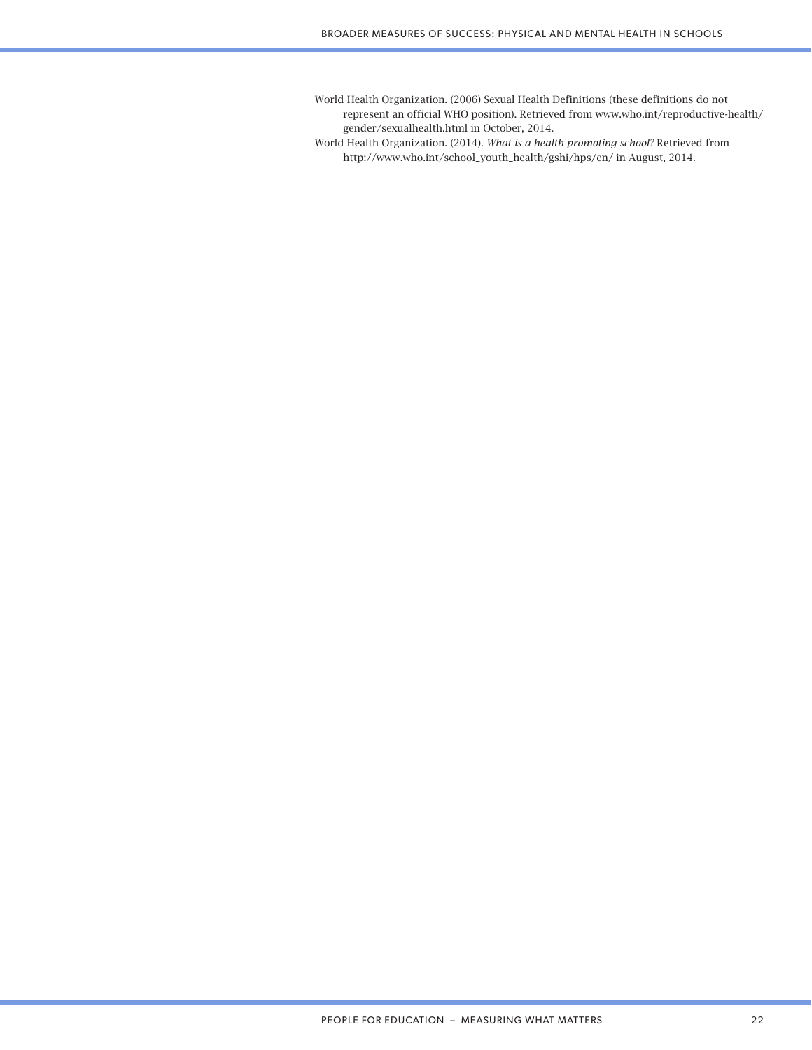World Health Organization. (2006) Sexual Health Definitions (these definitions do not represent an official WHO position). Retrieved from www.who.int/reproductive-health/gender/sexualhealth.html in October, 2014.

World Health Organization. (2014). *What is a health promoting school?* Retrieved from http://www.who.int/school_youth_health/gshi/hps/en/ in August, 2014.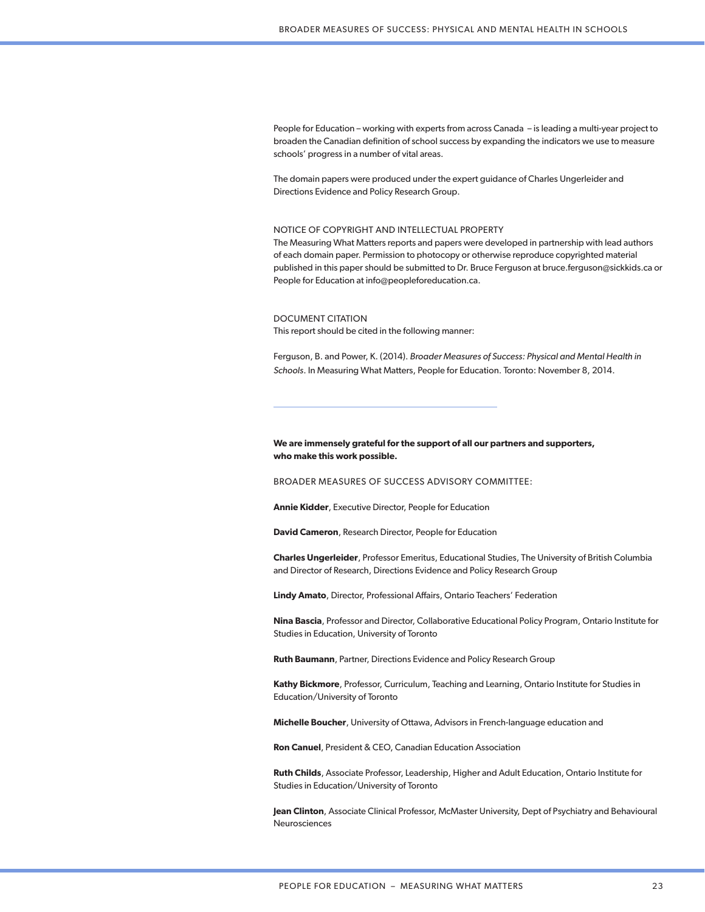People for Education – working with experts from across Canada – is leading a multi-year project to broaden the Canadian definition of school success by expanding the indicators we use to measure schools' progress in a number of vital areas.

The domain papers were produced under the expert guidance of Charles Ungerleider and Directions Evidence and Policy Research Group.

NOTICE OF COPYRIGHT AND INTELLECTUAL PROPERTY

The Measuring What Matters reports and papers were developed in partnership with lead authors of each domain paper. Permission to photocopy or otherwise reproduce copyrighted material published in this paper should be submitted to Dr. Bruce Ferguson at bruce.ferguson@sickkids.ca or People for Education at info@peopleforeducation.ca.

DOCUMENT CITATION

This report should be cited in the following manner:

Ferguson, B. and Power, K. (2014). *Broader Measures of Success: Physical and Mental Health in Schools*. In Measuring What Matters, People for Education. Toronto: November 8, 2014.

---

**We are immensely grateful for the support of all our partners and supporters, who make this work possible.**

BROADER MEASURES OF SUCCESS ADVISORY COMMITTEE:

**Annie Kidder**, Executive Director, People for Education

**David Cameron**, Research Director, People for Education

**Charles Ungerleider**, Professor Emeritus, Educational Studies, The University of British Columbia and Director of Research, Directions Evidence and Policy Research Group

**Lindy Amato**, Director, Professional Affairs, Ontario Teachers' Federation

**Nina Bascia**, Professor and Director, Collaborative Educational Policy Program, Ontario Institute for Studies in Education, University of Toronto

**Ruth Baumann**, Partner, Directions Evidence and Policy Research Group

**Kathy Bickmore**, Professor, Curriculum, Teaching and Learning, Ontario Institute for Studies in Education/University of Toronto

**Michelle Boucher**, University of Ottawa, Advisors in French-language education and

**Ron Canuel**, President & CEO, Canadian Education Association

**Ruth Childs**, Associate Professor, Leadership, Higher and Adult Education, Ontario Institute for Studies in Education/University of Toronto

**Jean Clinton**, Associate Clinical Professor, McMaster University, Dept of Psychiatry and Behavioural Neurosciences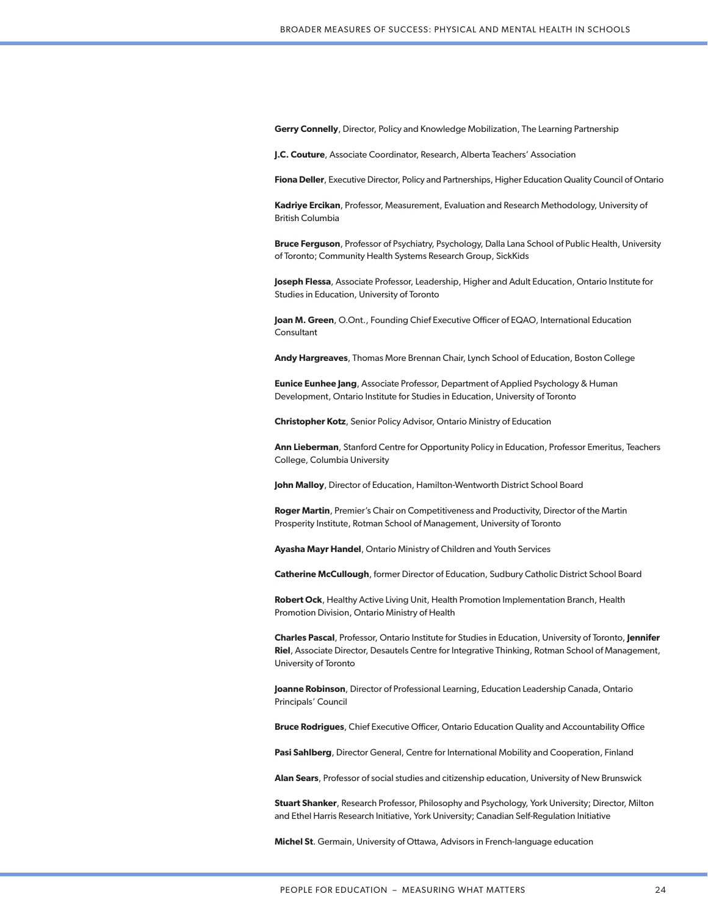**Gerry Connelly**, Director, Policy and Knowledge Mobilization, The Learning Partnership

**J.C. Couture**, Associate Coordinator, Research, Alberta Teachers' Association

**Fiona Deller**, Executive Director, Policy and Partnerships, Higher Education Quality Council of Ontario

**Kadriye Ercikan**, Professor, Measurement, Evaluation and Research Methodology, University of British Columbia

**Bruce Ferguson**, Professor of Psychiatry, Psychology, Dalla Lana School of Public Health, University of Toronto; Community Health Systems Research Group, SickKids

**Joseph Flessa**, Associate Professor, Leadership, Higher and Adult Education, Ontario Institute for Studies in Education, University of Toronto

**Joan M. Green**, O.Ont., Founding Chief Executive Officer of EQAO, International Education Consultant

**Andy Hargreaves**, Thomas More Brennan Chair, Lynch School of Education, Boston College

**Eunice Eunhee Jang**, Associate Professor, Department of Applied Psychology & Human Development, Ontario Institute for Studies in Education, University of Toronto

**Christopher Kotz**, Senior Policy Advisor, Ontario Ministry of Education

**Ann Lieberman**, Stanford Centre for Opportunity Policy in Education, Professor Emeritus, Teachers College, Columbia University

**John Malloy**, Director of Education, Hamilton-Wentworth District School Board

**Roger Martin**, Premier's Chair on Competitiveness and Productivity, Director of the Martin Prosperity Institute, Rotman School of Management, University of Toronto

**Ayasha Mayr Handel**, Ontario Ministry of Children and Youth Services

**Catherine McCullough**, former Director of Education, Sudbury Catholic District School Board

**Robert Ock**, Healthy Active Living Unit, Health Promotion Implementation Branch, Health Promotion Division, Ontario Ministry of Health

**Charles Pascal**, Professor, Ontario Institute for Studies in Education, University of Toronto, **Jennifer Riel**, Associate Director, Desautels Centre for Integrative Thinking, Rotman School of Management, University of Toronto

**Joanne Robinson**, Director of Professional Learning, Education Leadership Canada, Ontario Principals' Council

**Bruce Rodrigues**, Chief Executive Officer, Ontario Education Quality and Accountability Office

**Pasi Sahlberg**, Director General, Centre for International Mobility and Cooperation, Finland

**Alan Sears**, Professor of social studies and citizenship education, University of New Brunswick

**Stuart Shanker**, Research Professor, Philosophy and Psychology, York University; Director, Milton and Ethel Harris Research Initiative, York University; Canadian Self-Regulation Initiative

**Michel St**. Germain, University of Ottawa, Advisors in French-language education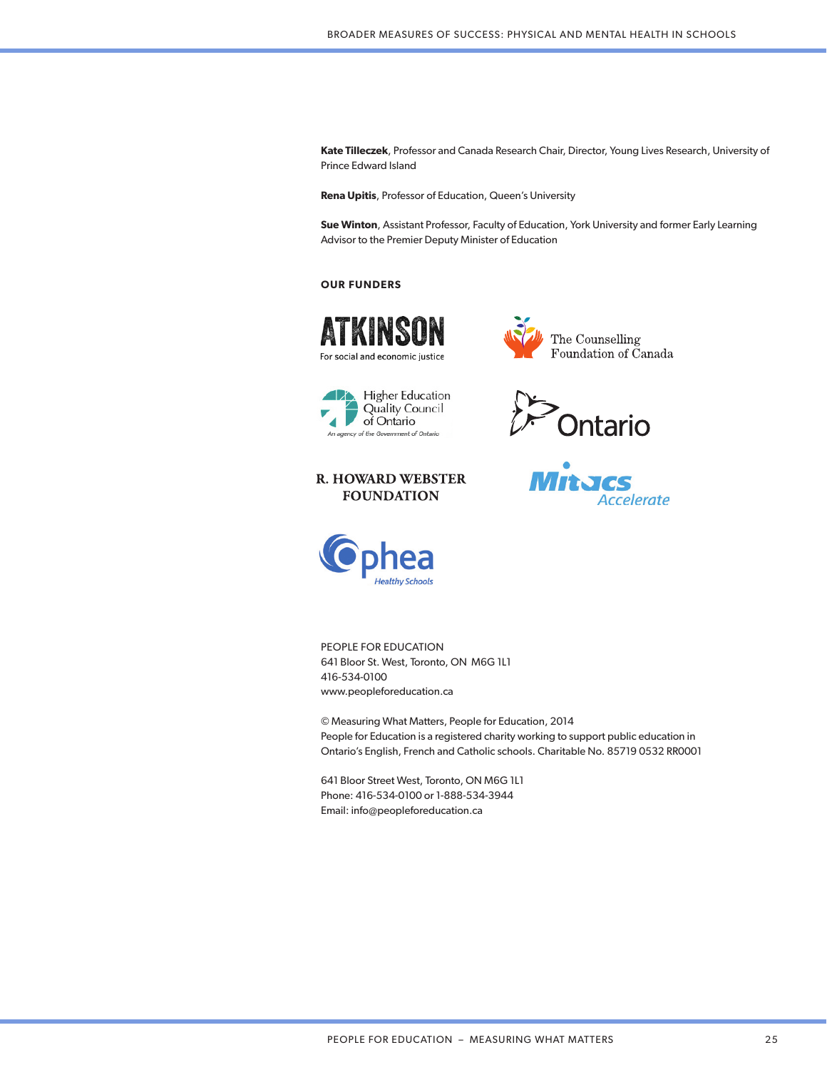**Kate Tilleczek**, Professor and Canada Research Chair, Director, Young Lives Research, University of Prince Edward Island

**Rena Upitis**, Professor of Education, Queen's University

**Sue Winton**, Assistant Professor, Faculty of Education, York University and former Early Learning Advisor to the Premier Deputy Minister of Education

**OUR FUNDERS**

ATKINSON
For social and economic justice

The Counselling Foundation of Canada

Higher Education Quality Council of Ontario
An agency of the Government of Ontario

Ontario

R. HOWARD WEBSTER FOUNDATION

Mitacs Accelerate

ophea
Healthy Schools

PEOPLE FOR EDUCATION
641 Bloor St. West, Toronto, ON M6G 1L1
416-534-0100
www.peopleforeducation.ca

© Measuring What Matters, People for Education, 2014
People for Education is a registered charity working to support public education in Ontario's English, French and Catholic schools. Charitable No. 85719 0532 RR0001

641 Bloor Street West, Toronto, ON M6G 1L1
Phone: 416-534-0100 or 1-888-534-3944
Email: info@peopleforeducation.ca